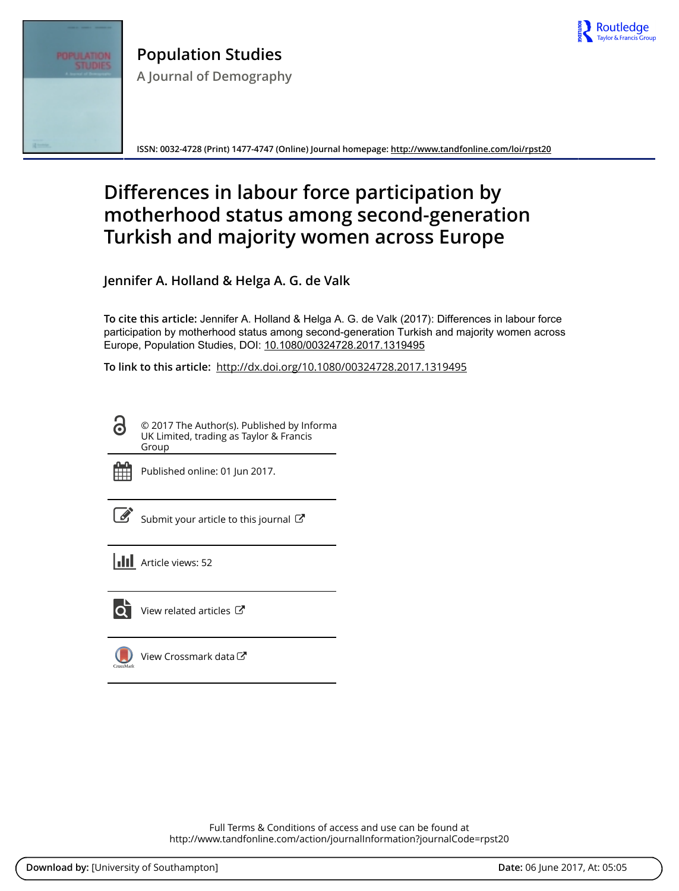**Population Studies**

A Journal of Demography

ISSN: 0032-4728 (Print) 1477-4747 (Online) Journal homepage: http://www.tandfonline.com/loi/rpst20

# Differences in labour force participation by motherhood status among second-generation Turkish and majority women across Europe

**Jennifer A. Holland & Helga A. G. de Valk**

**To cite this article:** Jennifer A. Holland & Helga A. G. de Valk (2017): Differences in labour force participation by motherhood status among second-generation Turkish and majority women across Europe, Population Studies, DOI: 10.1080/00324728.2017.1319495

**To link to this article:** http://dx.doi.org/10.1080/00324728.2017.1319495

© 2017 The Author(s). Published by Informa UK Limited, trading as Taylor & Francis Group

Published online: 01 Jun 2017.

Submit your article to this journal

Article views: 52

View related articles

View Crossmark data

Full Terms & Conditions of access and use can be found at
http://www.tandfonline.com/action/journalInformation?journalCode=rpst20

**Download by:** [University of Southampton] **Date:** 06 June 2017, At: 05:05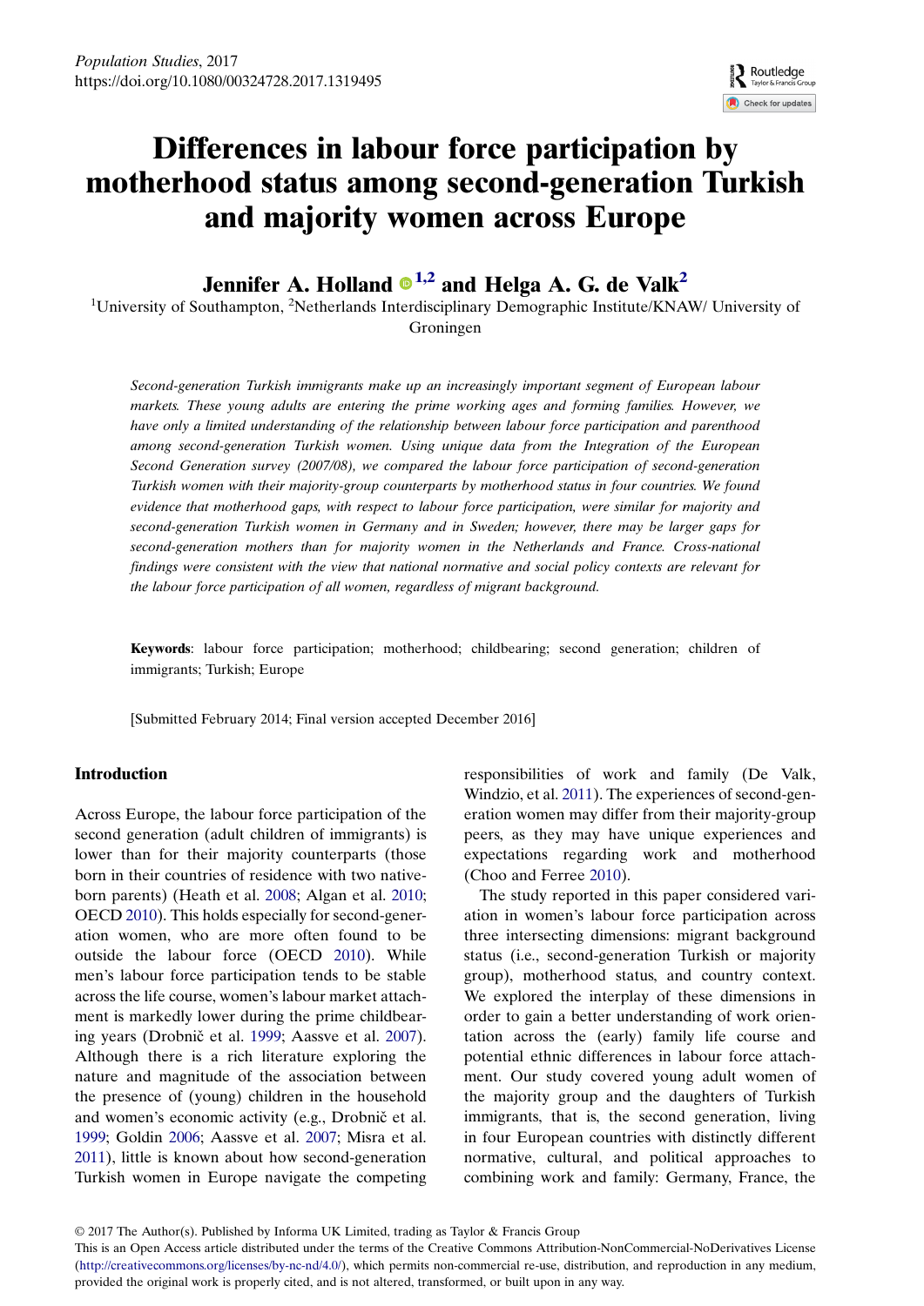# Differences in labour force participation by motherhood status among second-generation Turkish and majority women across Europe

**Jennifer A. Holland [1,2] and Helga A. G. de Valk[2]**

[1]University of Southampton, [2]Netherlands Interdisciplinary Demographic Institute/KNAW/ University of Groningen

*Second-generation Turkish immigrants make up an increasingly important segment of European labour markets. These young adults are entering the prime working ages and forming families. However, we have only a limited understanding of the relationship between labour force participation and parenthood among second-generation Turkish women. Using unique data from the Integration of the European Second Generation survey (2007/08), we compared the labour force participation of second-generation Turkish women with their majority-group counterparts by motherhood status in four countries. We found evidence that motherhood gaps, with respect to labour force participation, were similar for majority and second-generation Turkish women in Germany and in Sweden; however, there may be larger gaps for second-generation mothers than for majority women in the Netherlands and France. Cross-national findings were consistent with the view that national normative and social policy contexts are relevant for the labour force participation of all women, regardless of migrant background.*

**Keywords**: labour force participation; motherhood; childbearing; second generation; children of immigrants; Turkish; Europe

[Submitted February 2014; Final version accepted December 2016]

## Introduction

Across Europe, the labour force participation of the second generation (adult children of immigrants) is lower than for their majority counterparts (those born in their countries of residence with two native-born parents) (Heath et al. 2008; Algan et al. 2010; OECD 2010). This holds especially for second-generation women, who are more often found to be outside the labour force (OECD 2010). While men's labour force participation tends to be stable across the life course, women's labour market attachment is markedly lower during the prime childbearing years (Drobnič et al. 1999; Aassve et al. 2007). Although there is a rich literature exploring the nature and magnitude of the association between the presence of (young) children in the household and women's economic activity (e.g., Drobnič et al. 1999; Goldin 2006; Aassve et al. 2007; Misra et al. 2011), little is known about how second-generation Turkish women in Europe navigate the competing responsibilities of work and family (De Valk, Windzio, et al. 2011). The experiences of second-generation women may differ from their majority-group peers, as they may have unique experiences and expectations regarding work and motherhood (Choo and Ferree 2010).

The study reported in this paper considered variation in women's labour force participation across three intersecting dimensions: migrant background status (i.e., second-generation Turkish or majority group), motherhood status, and country context. We explored the interplay of these dimensions in order to gain a better understanding of work orientation across the (early) family life course and potential ethnic differences in labour force attachment. Our study covered young adult women of the majority group and the daughters of Turkish immigrants, that is, the second generation, living in four European countries with distinctly different normative, cultural, and political approaches to combining work and family: Germany, France, the

© 2017 The Author(s). Published by Informa UK Limited, trading as Taylor & Francis Group
This is an Open Access article distributed under the terms of the Creative Commons Attribution-NonCommercial-NoDerivatives License (http://creativecommons.org/licenses/by-nc-nd/4.0/), which permits non-commercial re-use, distribution, and reproduction in any medium, provided the original work is properly cited, and is not altered, transformed, or built upon in any way.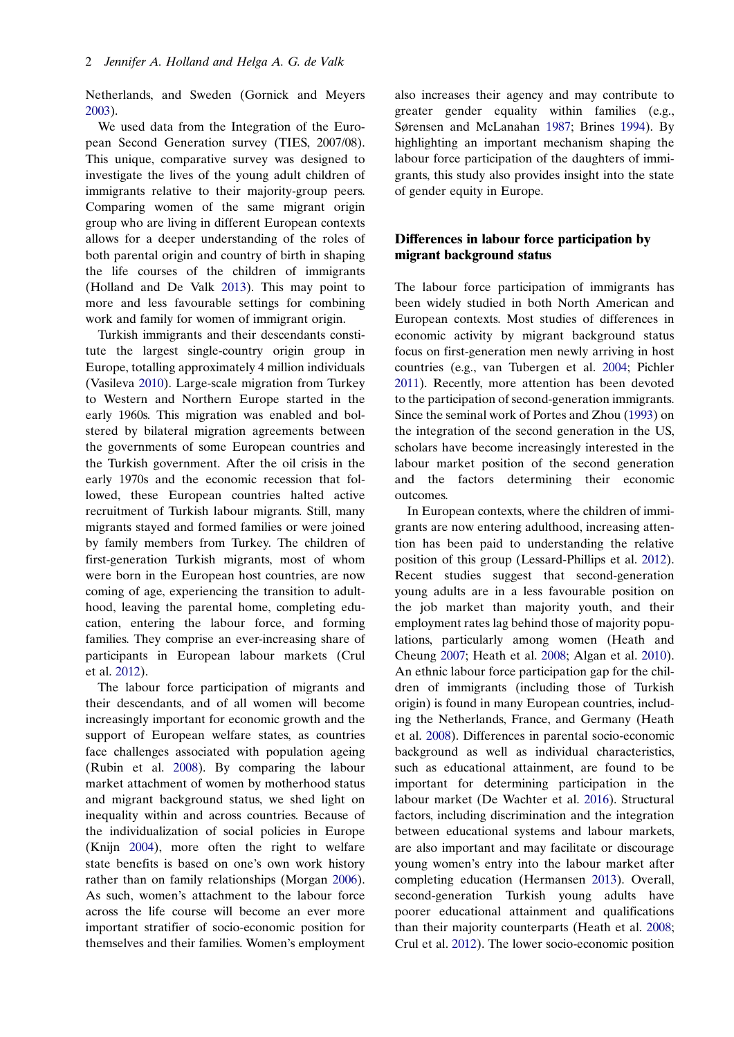Netherlands, and Sweden (Gornick and Meyers 2003).

We used data from the Integration of the European Second Generation survey (TIES, 2007/08). This unique, comparative survey was designed to investigate the lives of the young adult children of immigrants relative to their majority-group peers. Comparing women of the same migrant origin group who are living in different European contexts allows for a deeper understanding of the roles of both parental origin and country of birth in shaping the life courses of the children of immigrants (Holland and De Valk 2013). This may point to more and less favourable settings for combining work and family for women of immigrant origin.

Turkish immigrants and their descendants constitute the largest single-country origin group in Europe, totalling approximately 4 million individuals (Vasileva 2010). Large-scale migration from Turkey to Western and Northern Europe started in the early 1960s. This migration was enabled and bolstered by bilateral migration agreements between the governments of some European countries and the Turkish government. After the oil crisis in the early 1970s and the economic recession that followed, these European countries halted active recruitment of Turkish labour migrants. Still, many migrants stayed and formed families or were joined by family members from Turkey. The children of first-generation Turkish migrants, most of whom were born in the European host countries, are now coming of age, experiencing the transition to adulthood, leaving the parental home, completing education, entering the labour force, and forming families. They comprise an ever-increasing share of participants in European labour markets (Crul et al. 2012).

The labour force participation of migrants and their descendants, and of all women will become increasingly important for economic growth and the support of European welfare states, as countries face challenges associated with population ageing (Rubin et al. 2008). By comparing the labour market attachment of women by motherhood status and migrant background status, we shed light on inequality within and across countries. Because of the individualization of social policies in Europe (Knijn 2004), more often the right to welfare state benefits is based on one's own work history rather than on family relationships (Morgan 2006). As such, women's attachment to the labour force across the life course will become an ever more important stratifier of socio-economic position for themselves and their families. Women's employment also increases their agency and may contribute to greater gender equality within families (e.g., Sørensen and McLanahan 1987; Brines 1994). By highlighting an important mechanism shaping the labour force participation of the daughters of immigrants, this study also provides insight into the state of gender equity in Europe.

## Differences in labour force participation by migrant background status

The labour force participation of immigrants has been widely studied in both North American and European contexts. Most studies of differences in economic activity by migrant background status focus on first-generation men newly arriving in host countries (e.g., van Tubergen et al. 2004; Pichler 2011). Recently, more attention has been devoted to the participation of second-generation immigrants. Since the seminal work of Portes and Zhou (1993) on the integration of the second generation in the US, scholars have become increasingly interested in the labour market position of the second generation and the factors determining their economic outcomes.

In European contexts, where the children of immigrants are now entering adulthood, increasing attention has been paid to understanding the relative position of this group (Lessard-Phillips et al. 2012). Recent studies suggest that second-generation young adults are in a less favourable position on the job market than majority youth, and their employment rates lag behind those of majority populations, particularly among women (Heath and Cheung 2007; Heath et al. 2008; Algan et al. 2010). An ethnic labour force participation gap for the children of immigrants (including those of Turkish origin) is found in many European countries, including the Netherlands, France, and Germany (Heath et al. 2008). Differences in parental socio-economic background as well as individual characteristics, such as educational attainment, are found to be important for determining participation in the labour market (De Wachter et al. 2016). Structural factors, including discrimination and the integration between educational systems and labour markets, are also important and may facilitate or discourage young women's entry into the labour market after completing education (Hermansen 2013). Overall, second-generation Turkish young adults have poorer educational attainment and qualifications than their majority counterparts (Heath et al. 2008; Crul et al. 2012). The lower socio-economic position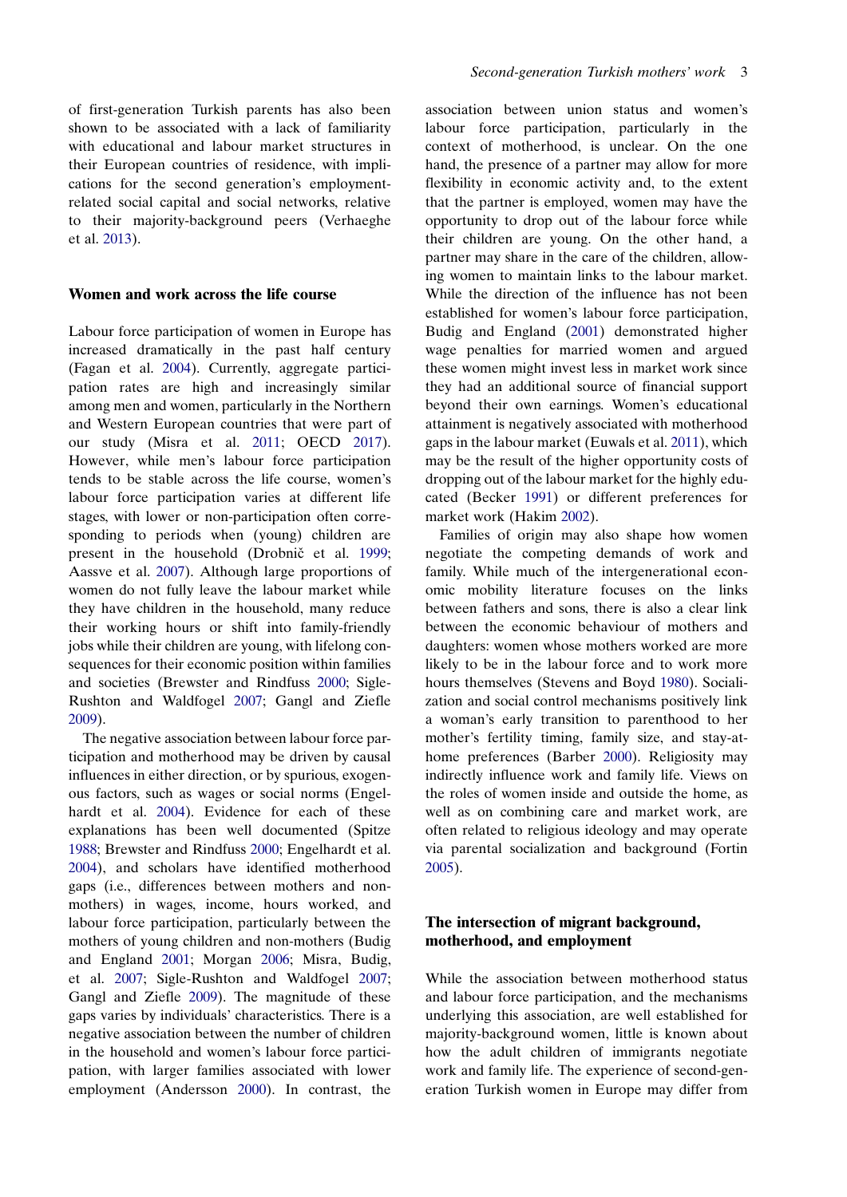of first-generation Turkish parents has also been shown to be associated with a lack of familiarity with educational and labour market structures in their European countries of residence, with implications for the second generation's employment-related social capital and social networks, relative to their majority-background peers (Verhaeghe et al. 2013).

## Women and work across the life course

Labour force participation of women in Europe has increased dramatically in the past half century (Fagan et al. 2004). Currently, aggregate participation rates are high and increasingly similar among men and women, particularly in the Northern and Western European countries that were part of our study (Misra et al. 2011; OECD 2017). However, while men's labour force participation tends to be stable across the life course, women's labour force participation varies at different life stages, with lower or non-participation often corresponding to periods when (young) children are present in the household (Drobnič et al. 1999; Aassve et al. 2007). Although large proportions of women do not fully leave the labour market while they have children in the household, many reduce their working hours or shift into family-friendly jobs while their children are young, with lifelong consequences for their economic position within families and societies (Brewster and Rindfuss 2000; Sigle-Rushton and Waldfogel 2007; Gangl and Ziefle 2009).

The negative association between labour force participation and motherhood may be driven by causal influences in either direction, or by spurious, exogenous factors, such as wages or social norms (Engelhardt et al. 2004). Evidence for each of these explanations has been well documented (Spitze 1988; Brewster and Rindfuss 2000; Engelhardt et al. 2004), and scholars have identified motherhood gaps (i.e., differences between mothers and non-mothers) in wages, income, hours worked, and labour force participation, particularly between the mothers of young children and non-mothers (Budig and England 2001; Morgan 2006; Misra, Budig, et al. 2007; Sigle-Rushton and Waldfogel 2007; Gangl and Ziefle 2009). The magnitude of these gaps varies by individuals' characteristics. There is a negative association between the number of children in the household and women's labour force participation, with larger families associated with lower employment (Andersson 2000). In contrast, the association between union status and women's labour force participation, particularly in the context of motherhood, is unclear. On the one hand, the presence of a partner may allow for more flexibility in economic activity and, to the extent that the partner is employed, women may have the opportunity to drop out of the labour force while their children are young. On the other hand, a partner may share in the care of the children, allowing women to maintain links to the labour market. While the direction of the influence has not been established for women's labour force participation, Budig and England (2001) demonstrated higher wage penalties for married women and argued these women might invest less in market work since they had an additional source of financial support beyond their own earnings. Women's educational attainment is negatively associated with motherhood gaps in the labour market (Euwals et al. 2011), which may be the result of the higher opportunity costs of dropping out of the labour market for the highly educated (Becker 1991) or different preferences for market work (Hakim 2002).

Families of origin may also shape how women negotiate the competing demands of work and family. While much of the intergenerational economic mobility literature focuses on the links between fathers and sons, there is also a clear link between the economic behaviour of mothers and daughters: women whose mothers worked are more likely to be in the labour force and to work more hours themselves (Stevens and Boyd 1980). Socialization and social control mechanisms positively link a woman's early transition to parenthood to her mother's fertility timing, family size, and stay-at-home preferences (Barber 2000). Religiosity may indirectly influence work and family life. Views on the roles of women inside and outside the home, as well as on combining care and market work, are often related to religious ideology and may operate via parental socialization and background (Fortin 2005).

## The intersection of migrant background, motherhood, and employment

While the association between motherhood status and labour force participation, and the mechanisms underlying this association, are well established for majority-background women, little is known about how the adult children of immigrants negotiate work and family life. The experience of second-generation Turkish women in Europe may differ from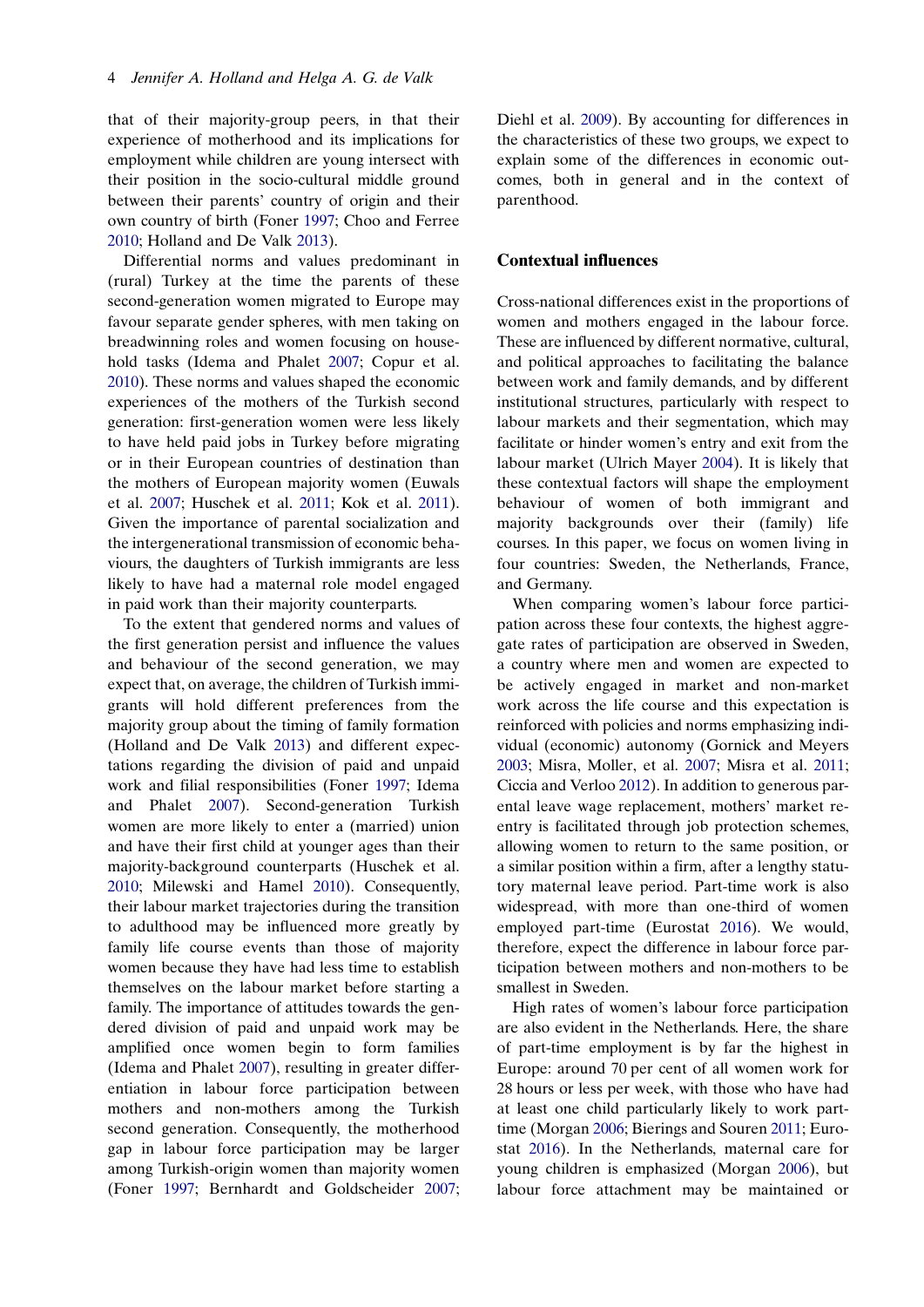that of their majority-group peers, in that their experience of motherhood and its implications for employment while children are young intersect with their position in the socio-cultural middle ground between their parents' country of origin and their own country of birth (Foner 1997; Choo and Ferree 2010; Holland and De Valk 2013).

Differential norms and values predominant in (rural) Turkey at the time the parents of these second-generation women migrated to Europe may favour separate gender spheres, with men taking on breadwinning roles and women focusing on household tasks (Idema and Phalet 2007; Copur et al. 2010). These norms and values shaped the economic experiences of the mothers of the Turkish second generation: first-generation women were less likely to have held paid jobs in Turkey before migrating or in their European countries of destination than the mothers of European majority women (Euwals et al. 2007; Huschek et al. 2011; Kok et al. 2011). Given the importance of parental socialization and the intergenerational transmission of economic behaviours, the daughters of Turkish immigrants are less likely to have had a maternal role model engaged in paid work than their majority counterparts.

To the extent that gendered norms and values of the first generation persist and influence the values and behaviour of the second generation, we may expect that, on average, the children of Turkish immigrants will hold different preferences from the majority group about the timing of family formation (Holland and De Valk 2013) and different expectations regarding the division of paid and unpaid work and filial responsibilities (Foner 1997; Idema and Phalet 2007). Second-generation Turkish women are more likely to enter a (married) union and have their first child at younger ages than their majority-background counterparts (Huschek et al. 2010; Milewski and Hamel 2010). Consequently, their labour market trajectories during the transition to adulthood may be influenced more greatly by family life course events than those of majority women because they have had less time to establish themselves on the labour market before starting a family. The importance of attitudes towards the gendered division of paid and unpaid work may be amplified once women begin to form families (Idema and Phalet 2007), resulting in greater differentiation in labour force participation between mothers and non-mothers among the Turkish second generation. Consequently, the motherhood gap in labour force participation may be larger among Turkish-origin women than majority women (Foner 1997; Bernhardt and Goldscheider 2007; Diehl et al. 2009). By accounting for differences in the characteristics of these two groups, we expect to explain some of the differences in economic outcomes, both in general and in the context of parenthood.

## Contextual influences

Cross-national differences exist in the proportions of women and mothers engaged in the labour force. These are influenced by different normative, cultural, and political approaches to facilitating the balance between work and family demands, and by different institutional structures, particularly with respect to labour markets and their segmentation, which may facilitate or hinder women's entry and exit from the labour market (Ulrich Mayer 2004). It is likely that these contextual factors will shape the employment behaviour of women of both immigrant and majority backgrounds over their (family) life courses. In this paper, we focus on women living in four countries: Sweden, the Netherlands, France, and Germany.

When comparing women's labour force participation across these four contexts, the highest aggregate rates of participation are observed in Sweden, a country where men and women are expected to be actively engaged in market and non-market work across the life course and this expectation is reinforced with policies and norms emphasizing individual (economic) autonomy (Gornick and Meyers 2003; Misra, Moller, et al. 2007; Misra et al. 2011; Ciccia and Verloo 2012). In addition to generous parental leave wage replacement, mothers' market reentry is facilitated through job protection schemes, allowing women to return to the same position, or a similar position within a firm, after a lengthy statutory maternal leave period. Part-time work is also widespread, with more than one-third of women employed part-time (Eurostat 2016). We would, therefore, expect the difference in labour force participation between mothers and non-mothers to be smallest in Sweden.

High rates of women's labour force participation are also evident in the Netherlands. Here, the share of part-time employment is by far the highest in Europe: around 70 per cent of all women work for 28 hours or less per week, with those who have had at least one child particularly likely to work part-time (Morgan 2006; Bierings and Souren 2011; Eurostat 2016). In the Netherlands, maternal care for young children is emphasized (Morgan 2006), but labour force attachment may be maintained or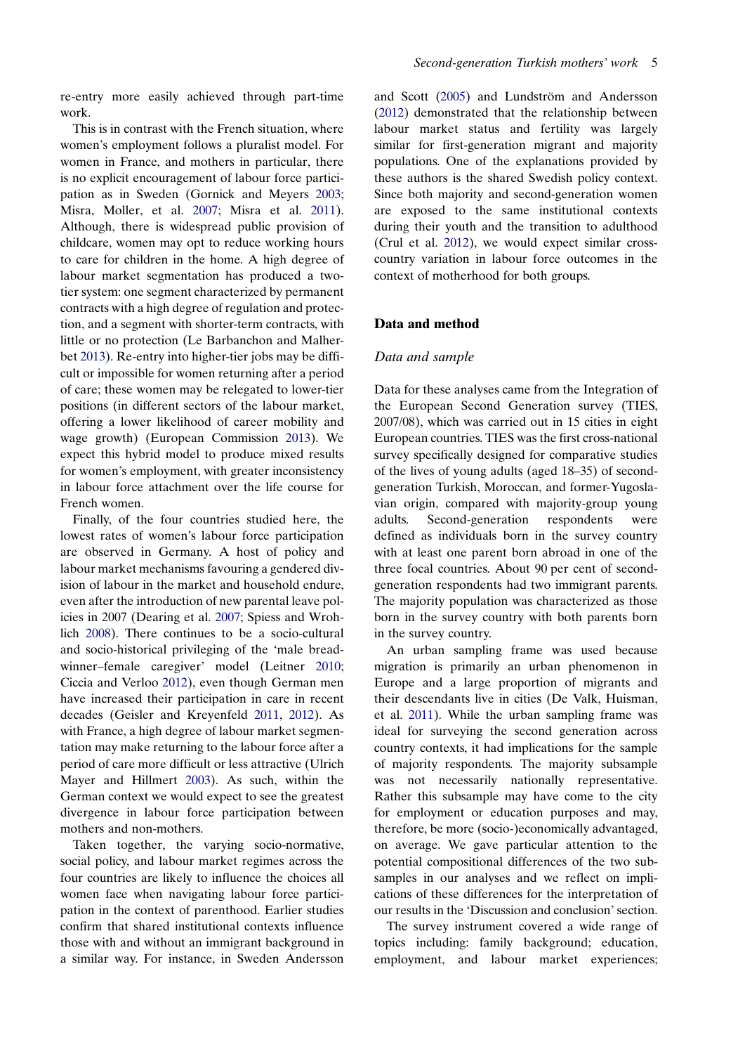re-entry more easily achieved through part-time work.

This is in contrast with the French situation, where women's employment follows a pluralist model. For women in France, and mothers in particular, there is no explicit encouragement of labour force participation as in Sweden (Gornick and Meyers 2003; Misra, Moller, et al. 2007; Misra et al. 2011). Although, there is widespread public provision of childcare, women may opt to reduce working hours to care for children in the home. A high degree of labour market segmentation has produced a two-tier system: one segment characterized by permanent contracts with a high degree of regulation and protection, and a segment with shorter-term contracts, with little or no protection (Le Barbanchon and Malherbet 2013). Re-entry into higher-tier jobs may be difficult or impossible for women returning after a period of care; these women may be relegated to lower-tier positions (in different sectors of the labour market, offering a lower likelihood of career mobility and wage growth) (European Commission 2013). We expect this hybrid model to produce mixed results for women's employment, with greater inconsistency in labour force attachment over the life course for French women.

Finally, of the four countries studied here, the lowest rates of women's labour force participation are observed in Germany. A host of policy and labour market mechanisms favouring a gendered division of labour in the market and household endure, even after the introduction of new parental leave policies in 2007 (Dearing et al. 2007; Spiess and Wrohlich 2008). There continues to be a socio-cultural and socio-historical privileging of the 'male breadwinner–female caregiver' model (Leitner 2010; Ciccia and Verloo 2012), even though German men have increased their participation in care in recent decades (Geisler and Kreyenfeld 2011, 2012). As with France, a high degree of labour market segmentation may make returning to the labour force after a period of care more difficult or less attractive (Ulrich Mayer and Hillmert 2003). As such, within the German context we would expect to see the greatest divergence in labour force participation between mothers and non-mothers.

Taken together, the varying socio-normative, social policy, and labour market regimes across the four countries are likely to influence the choices all women face when navigating labour force participation in the context of parenthood. Earlier studies confirm that shared institutional contexts influence those with and without an immigrant background in a similar way. For instance, in Sweden Andersson and Scott (2005) and Lundström and Andersson (2012) demonstrated that the relationship between labour market status and fertility was largely similar for first-generation migrant and majority populations. One of the explanations provided by these authors is the shared Swedish policy context. Since both majority and second-generation women are exposed to the same institutional contexts during their youth and the transition to adulthood (Crul et al. 2012), we would expect similar cross-country variation in labour force outcomes in the context of motherhood for both groups.

## Data and method

### *Data and sample*

Data for these analyses came from the Integration of the European Second Generation survey (TIES, 2007/08), which was carried out in 15 cities in eight European countries. TIES was the first cross-national survey specifically designed for comparative studies of the lives of young adults (aged 18–35) of second-generation Turkish, Moroccan, and former-Yugoslavian origin, compared with majority-group young adults. Second-generation respondents were defined as individuals born in the survey country with at least one parent born abroad in one of the three focal countries. About 90 per cent of second-generation respondents had two immigrant parents. The majority population was characterized as those born in the survey country with both parents born in the survey country.

An urban sampling frame was used because migration is primarily an urban phenomenon in Europe and a large proportion of migrants and their descendants live in cities (De Valk, Huisman, et al. 2011). While the urban sampling frame was ideal for surveying the second generation across country contexts, it had implications for the sample of majority respondents. The majority subsample was not necessarily nationally representative. Rather this subsample may have come to the city for employment or education purposes and may, therefore, be more (socio-)economically advantaged, on average. We gave particular attention to the potential compositional differences of the two subsamples in our analyses and we reflect on implications of these differences for the interpretation of our results in the 'Discussion and conclusion' section.

The survey instrument covered a wide range of topics including: family background; education, employment, and labour market experiences;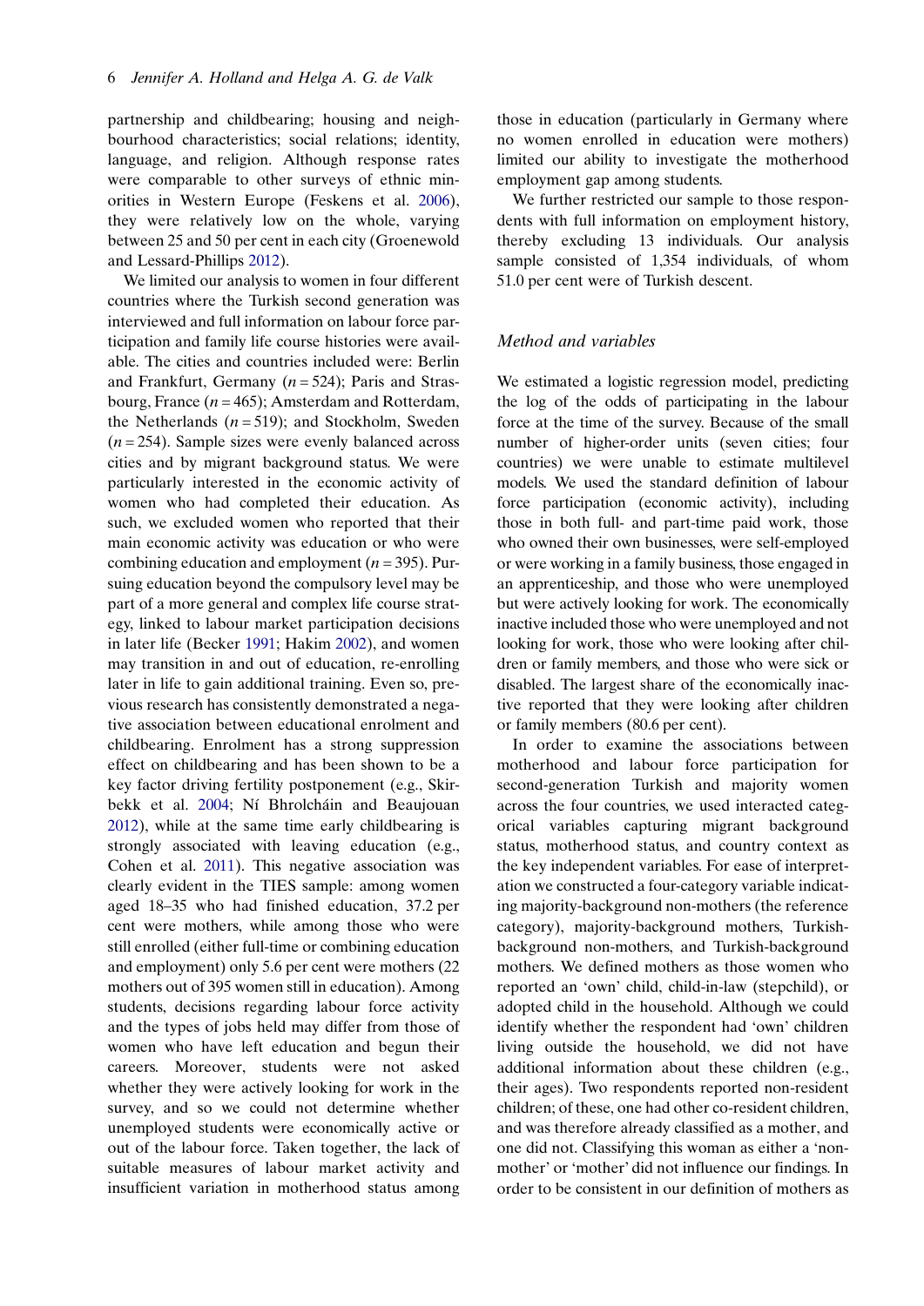partnership and childbearing; housing and neighbourhood characteristics; social relations; identity, language, and religion. Although response rates were comparable to other surveys of ethnic minorities in Western Europe (Feskens et al. 2006), they were relatively low on the whole, varying between 25 and 50 per cent in each city (Groenewold and Lessard-Phillips 2012).

We limited our analysis to women in four different countries where the Turkish second generation was interviewed and full information on labour force participation and family life course histories were available. The cities and countries included were: Berlin and Frankfurt, Germany ($n = 524$); Paris and Strasbourg, France ($n = 465$); Amsterdam and Rotterdam, the Netherlands ($n = 519$); and Stockholm, Sweden ($n = 254$). Sample sizes were evenly balanced across cities and by migrant background status. We were particularly interested in the economic activity of women who had completed their education. As such, we excluded women who reported that their main economic activity was education or who were combining education and employment ($n = 395$). Pursuing education beyond the compulsory level may be part of a more general and complex life course strategy, linked to labour market participation decisions in later life (Becker 1991; Hakim 2002), and women may transition in and out of education, re-enrolling later in life to gain additional training. Even so, previous research has consistently demonstrated a negative association between educational enrolment and childbearing. Enrolment has a strong suppression effect on childbearing and has been shown to be a key factor driving fertility postponement (e.g., Skirbekk et al. 2004; Ní Bhrolcháin and Beaujouan 2012), while at the same time early childbearing is strongly associated with leaving education (e.g., Cohen et al. 2011). This negative association was clearly evident in the TIES sample: among women aged 18–35 who had finished education, 37.2 per cent were mothers, while among those who were still enrolled (either full-time or combining education and employment) only 5.6 per cent were mothers (22 mothers out of 395 women still in education). Among students, decisions regarding labour force activity and the types of jobs held may differ from those of women who have left education and begun their careers. Moreover, students were not asked whether they were actively looking for work in the survey, and so we could not determine whether unemployed students were economically active or out of the labour force. Taken together, the lack of suitable measures of labour market activity and insufficient variation in motherhood status among those in education (particularly in Germany where no women enrolled in education were mothers) limited our ability to investigate the motherhood employment gap among students.

We further restricted our sample to those respondents with full information on employment history, thereby excluding 13 individuals. Our analysis sample consisted of 1,354 individuals, of whom 51.0 per cent were of Turkish descent.

### *Method and variables*

We estimated a logistic regression model, predicting the log of the odds of participating in the labour force at the time of the survey. Because of the small number of higher-order units (seven cities; four countries) we were unable to estimate multilevel models. We used the standard definition of labour force participation (economic activity), including those in both full- and part-time paid work, those who owned their own businesses, were self-employed or were working in a family business, those engaged in an apprenticeship, and those who were unemployed but were actively looking for work. The economically inactive included those who were unemployed and not looking for work, those who were looking after children or family members, and those who were sick or disabled. The largest share of the economically inactive reported that they were looking after children or family members (80.6 per cent).

In order to examine the associations between motherhood and labour force participation for second-generation Turkish and majority women across the four countries, we used interacted categorical variables capturing migrant background status, motherhood status, and country context as the key independent variables. For ease of interpretation we constructed a four-category variable indicating majority-background non-mothers (the reference category), majority-background mothers, Turkish-background non-mothers, and Turkish-background mothers. We defined mothers as those women who reported an 'own' child, child-in-law (stepchild), or adopted child in the household. Although we could identify whether the respondent had 'own' children living outside the household, we did not have additional information about these children (e.g., their ages). Two respondents reported non-resident children; of these, one had other co-resident children, and was therefore already classified as a mother, and one did not. Classifying this woman as either a 'non-mother' or 'mother' did not influence our findings. In order to be consistent in our definition of mothers as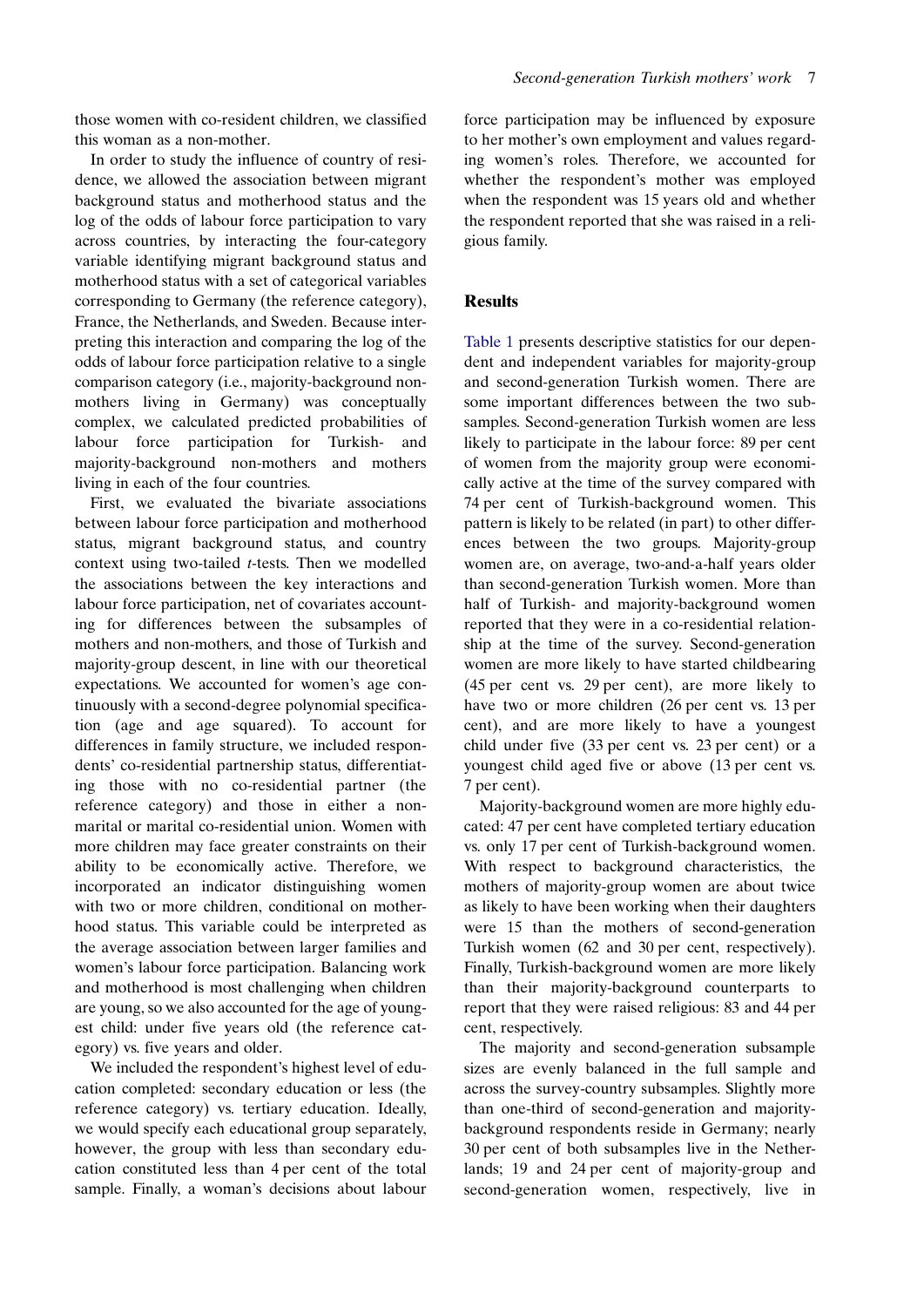those women with co-resident children, we classified this woman as a non-mother.

In order to study the influence of country of residence, we allowed the association between migrant background status and motherhood status and the log of the odds of labour force participation to vary across countries, by interacting the four-category variable identifying migrant background status and motherhood status with a set of categorical variables corresponding to Germany (the reference category), France, the Netherlands, and Sweden. Because interpreting this interaction and comparing the log of the odds of labour force participation relative to a single comparison category (i.e., majority-background non-mothers living in Germany) was conceptually complex, we calculated predicted probabilities of labour force participation for Turkish- and majority-background non-mothers and mothers living in each of the four countries.

First, we evaluated the bivariate associations between labour force participation and motherhood status, migrant background status, and country context using two-tailed *t*-tests. Then we modelled the associations between the key interactions and labour force participation, net of covariates accounting for differences between the subsamples of mothers and non-mothers, and those of Turkish and majority-group descent, in line with our theoretical expectations. We accounted for women's age continuously with a second-degree polynomial specification (age and age squared). To account for differences in family structure, we included respondents' co-residential partnership status, differentiating those with no co-residential partner (the reference category) and those in either a non-marital or marital co-residential union. Women with more children may face greater constraints on their ability to be economically active. Therefore, we incorporated an indicator distinguishing women with two or more children, conditional on motherhood status. This variable could be interpreted as the average association between larger families and women's labour force participation. Balancing work and motherhood is most challenging when children are young, so we also accounted for the age of youngest child: under five years old (the reference category) vs. five years and older.

We included the respondent's highest level of education completed: secondary education or less (the reference category) vs. tertiary education. Ideally, we would specify each educational group separately, however, the group with less than secondary education constituted less than 4 per cent of the total sample. Finally, a woman's decisions about labour force participation may be influenced by exposure to her mother's own employment and values regarding women's roles. Therefore, we accounted for whether the respondent's mother was employed when the respondent was 15 years old and whether the respondent reported that she was raised in a religious family.

## Results

Table 1 presents descriptive statistics for our dependent and independent variables for majority-group and second-generation Turkish women. There are some important differences between the two subsamples. Second-generation Turkish women are less likely to participate in the labour force: 89 per cent of women from the majority group were economically active at the time of the survey compared with 74 per cent of Turkish-background women. This pattern is likely to be related (in part) to other differences between the two groups. Majority-group women are, on average, two-and-a-half years older than second-generation Turkish women. More than half of Turkish- and majority-background women reported that they were in a co-residential relationship at the time of the survey. Second-generation women are more likely to have started childbearing (45 per cent vs. 29 per cent), are more likely to have two or more children (26 per cent vs. 13 per cent), and are more likely to have a youngest child under five (33 per cent vs. 23 per cent) or a youngest child aged five or above (13 per cent vs. 7 per cent).

Majority-background women are more highly educated: 47 per cent have completed tertiary education vs. only 17 per cent of Turkish-background women. With respect to background characteristics, the mothers of majority-group women are about twice as likely to have been working when their daughters were 15 than the mothers of second-generation Turkish women (62 and 30 per cent, respectively). Finally, Turkish-background women are more likely than their majority-background counterparts to report that they were raised religious: 83 and 44 per cent, respectively.

The majority and second-generation subsample sizes are evenly balanced in the full sample and across the survey-country subsamples. Slightly more than one-third of second-generation and majority-background respondents reside in Germany; nearly 30 per cent of both subsamples live in the Netherlands; 19 and 24 per cent of majority-group and second-generation women, respectively, live in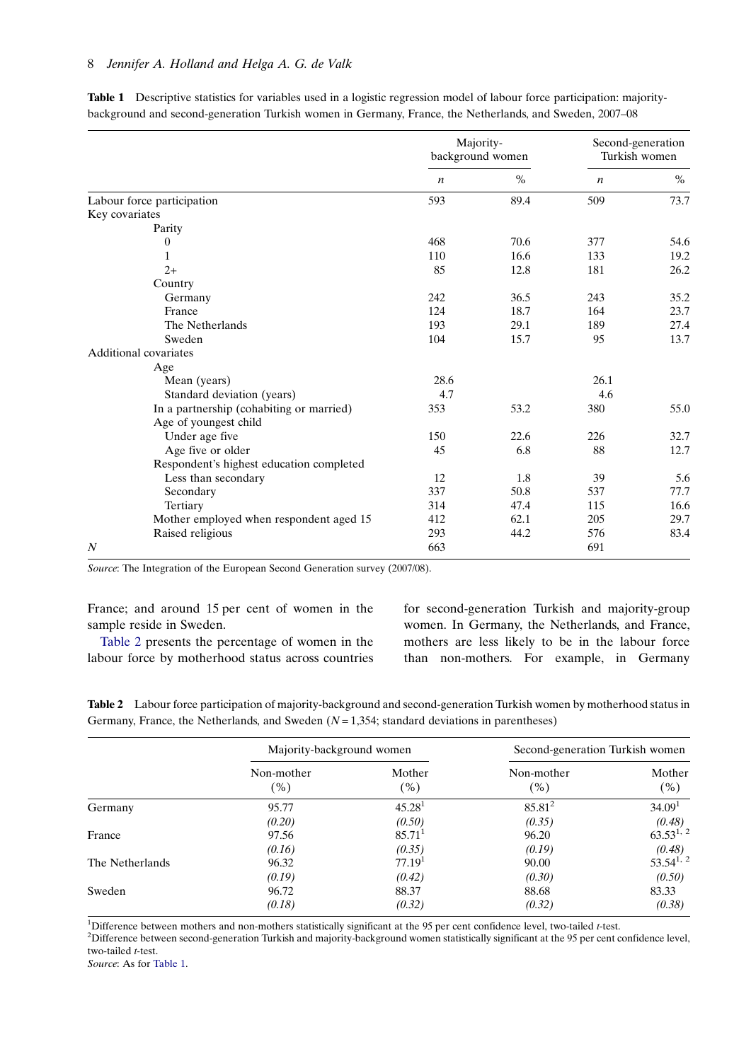**Table 1** Descriptive statistics for variables used in a logistic regression model of labour force participation: majority-background and second-generation Turkish women in Germany, France, the Netherlands, and Sweden, 2007–08

| | Majority-background women | | Second-generation Turkish women | |
|---|---|---|---|---|
| | *n* | % | *n* | % |
| Labour force participation | 593 | 89.4 | 509 | 73.7 |
| Key covariates | | | | |
| Parity | | | | |
| 0 | 468 | 70.6 | 377 | 54.6 |
| 1 | 110 | 16.6 | 133 | 19.2 |
| 2+ | 85 | 12.8 | 181 | 26.2 |
| Country | | | | |
| Germany | 242 | 36.5 | 243 | 35.2 |
| France | 124 | 18.7 | 164 | 23.7 |
| The Netherlands | 193 | 29.1 | 189 | 27.4 |
| Sweden | 104 | 15.7 | 95 | 13.7 |
| Additional covariates | | | | |
| Age | | | | |
| Mean (years) | 28.6 | | 26.1 | |
| Standard deviation (years) | 4.7 | | 4.6 | |
| In a partnership (cohabiting or married) | 353 | 53.2 | 380 | 55.0 |
| Age of youngest child | | | | |
| Under age five | 150 | 22.6 | 226 | 32.7 |
| Age five or older | 45 | 6.8 | 88 | 12.7 |
| Respondent's highest education completed | | | | |
| Less than secondary | 12 | 1.8 | 39 | 5.6 |
| Secondary | 337 | 50.8 | 537 | 77.7 |
| Tertiary | 314 | 47.4 | 115 | 16.6 |
| Mother employed when respondent aged 15 | 412 | 62.1 | 205 | 29.7 |
| Raised religious | 293 | 44.2 | 576 | 83.4 |
| *N* | 663 | | 691 | |

*Source*: The Integration of the European Second Generation survey (2007/08).

France; and around 15 per cent of women in the sample reside in Sweden.

Table 2 presents the percentage of women in the labour force by motherhood status across countries for second-generation Turkish and majority-group women. In Germany, the Netherlands, and France, mothers are less likely to be in the labour force than non-mothers. For example, in Germany

**Table 2** Labour force participation of majority-background and second-generation Turkish women by motherhood status in Germany, France, the Netherlands, and Sweden ($N = 1{,}354$; standard deviations in parentheses)

| | Majority-background women | | Second-generation Turkish women | |
|---|---|---|---|---|
| | Non-mother (%) | Mother (%) | Non-mother (%) | Mother (%) |
| Germany | 95.77 | 45.28[1] | 85.81[2] | 34.09[1] |
| | *(0.20)* | *(0.50)* | *(0.35)* | *(0.48)* |
| France | 97.56 | 85.71[1] | 96.20 | 63.53[1, 2] |
| | *(0.16)* | *(0.35)* | *(0.19)* | *(0.48)* |
| The Netherlands | 96.32 | 77.19[1] | 90.00 | 53.54[1, 2] |
| | *(0.19)* | *(0.42)* | *(0.30)* | *(0.50)* |
| Sweden | 96.72 | 88.37 | 88.68 | 83.33 |
| | *(0.18)* | *(0.32)* | *(0.32)* | *(0.38)* |

[1]Difference between mothers and non-mothers statistically significant at the 95 per cent confidence level, two-tailed *t*-test.
[2]Difference between second-generation Turkish and majority-background women statistically significant at the 95 per cent confidence level, two-tailed *t*-test.
*Source*: As for Table 1.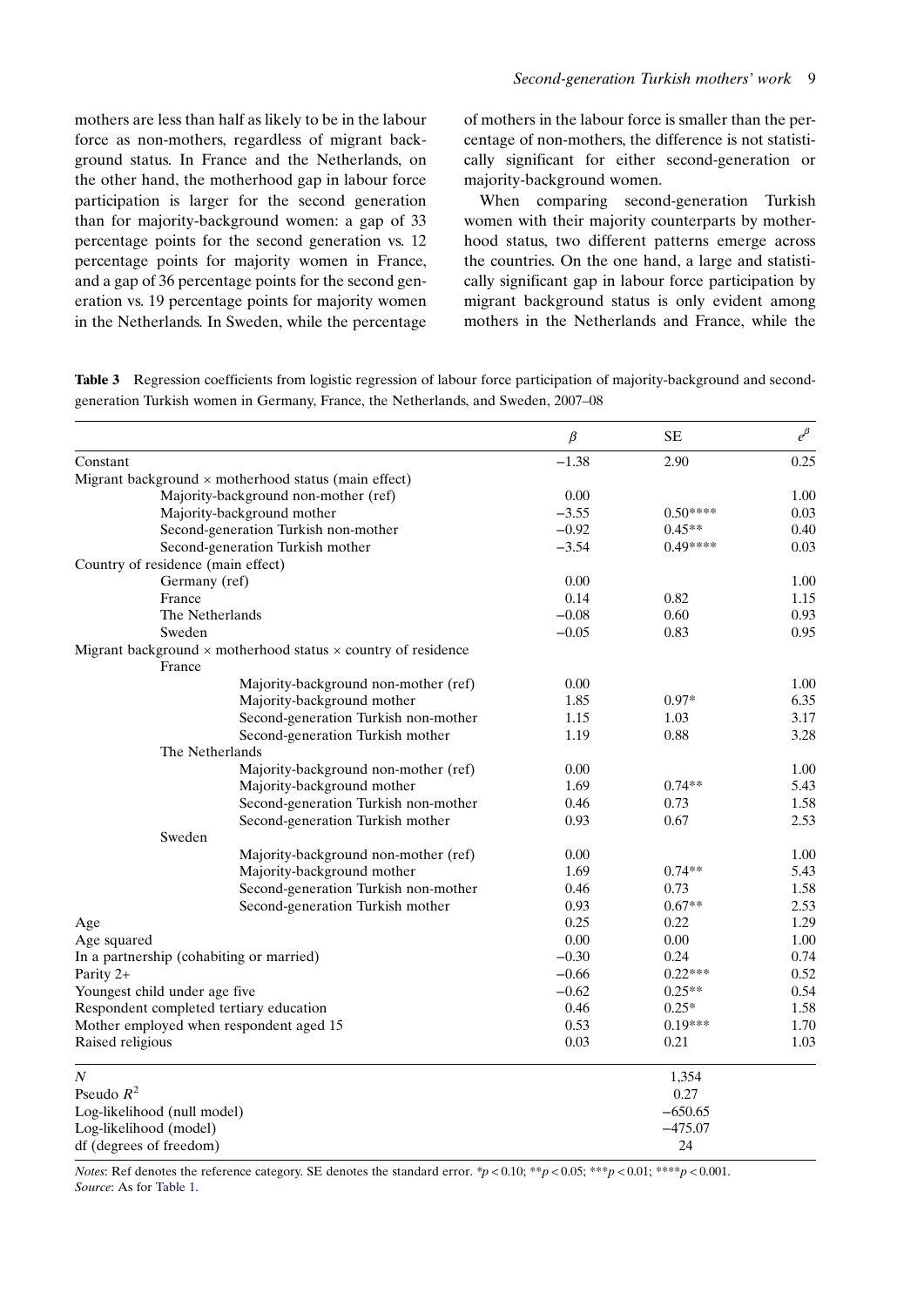mothers are less than half as likely to be in the labour force as non-mothers, regardless of migrant background status. In France and the Netherlands, on the other hand, the motherhood gap in labour force participation is larger for the second generation than for majority-background women: a gap of 33 percentage points for the second generation vs. 12 percentage points for majority women in France, and a gap of 36 percentage points for the second generation vs. 19 percentage points for majority women in the Netherlands. In Sweden, while the percentage of mothers in the labour force is smaller than the percentage of non-mothers, the difference is not statistically significant for either second-generation or majority-background women.

When comparing second-generation Turkish women with their majority counterparts by motherhood status, two different patterns emerge across the countries. On the one hand, a large and statistically significant gap in labour force participation by migrant background status is only evident among mothers in the Netherlands and France, while the

**Table 3** Regression coefficients from logistic regression of labour force participation of majority-background and second-generation Turkish women in Germany, France, the Netherlands, and Sweden, 2007–08

| | $\beta$ | SE | $e^{\beta}$ |
|---|---|---|---|
| Constant | −1.38 | 2.90 | 0.25 |
| Migrant background × motherhood status (main effect) | | | |
| Majority-background non-mother (ref) | 0.00 | | 1.00 |
| Majority-background mother | −3.55 | 0.50**** | 0.03 |
| Second-generation Turkish non-mother | −0.92 | 0.45** | 0.40 |
| Second-generation Turkish mother | −3.54 | 0.49**** | 0.03 |
| Country of residence (main effect) | | | |
| Germany (ref) | 0.00 | | 1.00 |
| France | 0.14 | 0.82 | 1.15 |
| The Netherlands | −0.08 | 0.60 | 0.93 |
| Sweden | −0.05 | 0.83 | 0.95 |
| Migrant background × motherhood status × country of residence | | | |
| France | | | |
| Majority-background non-mother (ref) | 0.00 | | 1.00 |
| Majority-background mother | 1.85 | 0.97* | 6.35 |
| Second-generation Turkish non-mother | 1.15 | 1.03 | 3.17 |
| Second-generation Turkish mother | 1.19 | 0.88 | 3.28 |
| The Netherlands | | | |
| Majority-background non-mother (ref) | 0.00 | | 1.00 |
| Majority-background mother | 1.69 | 0.74** | 5.43 |
| Second-generation Turkish non-mother | 0.46 | 0.73 | 1.58 |
| Second-generation Turkish mother | 0.93 | 0.67 | 2.53 |
| Sweden | | | |
| Majority-background non-mother (ref) | 0.00 | | 1.00 |
| Majority-background mother | 1.69 | 0.74** | 5.43 |
| Second-generation Turkish non-mother | 0.46 | 0.73 | 1.58 |
| Second-generation Turkish mother | 0.93 | 0.67** | 2.53 |
| Age | 0.25 | 0.22 | 1.29 |
| Age squared | 0.00 | 0.00 | 1.00 |
| In a partnership (cohabiting or married) | −0.30 | 0.24 | 0.74 |
| Parity 2+ | −0.66 | 0.22*** | 0.52 |
| Youngest child under age five | −0.62 | 0.25** | 0.54 |
| Respondent completed tertiary education | 0.46 | 0.25* | 1.58 |
| Mother employed when respondent aged 15 | 0.53 | 0.19*** | 1.70 |
| Raised religious | 0.03 | 0.21 | 1.03 |
| *N* | | 1,354 | |
| Pseudo $R^2$ | | 0.27 | |
| Log-likelihood (null model) | | −650.65 | |
| Log-likelihood (model) | | −475.07 | |
| df (degrees of freedom) | | 24 | |

*Notes*: Ref denotes the reference category. SE denotes the standard error. *$p < 0.10$; **$p < 0.05$; ***$p < 0.01$; ****$p < 0.001$.
*Source*: As for Table 1.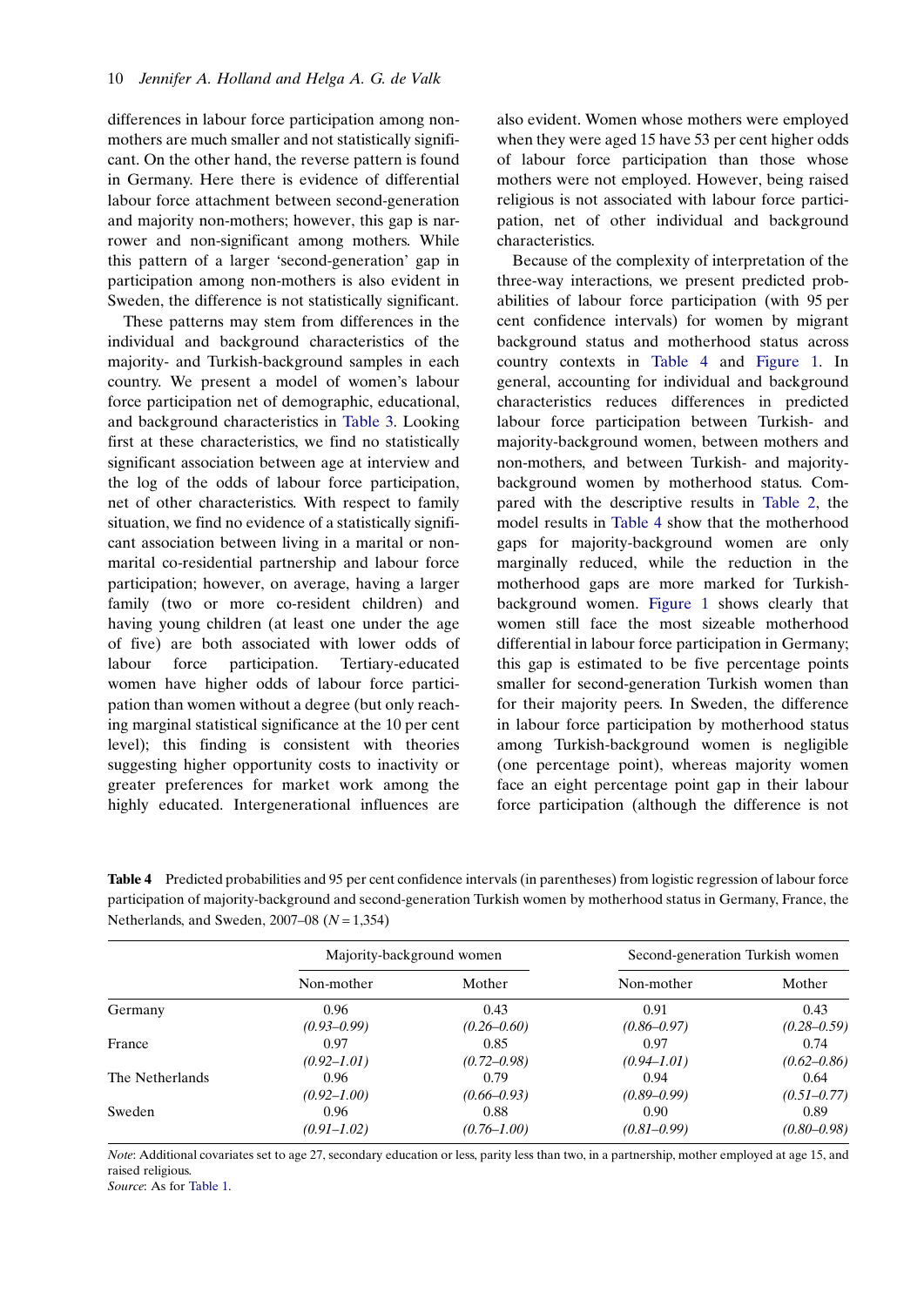differences in labour force participation among non-mothers are much smaller and not statistically significant. On the other hand, the reverse pattern is found in Germany. Here there is evidence of differential labour force attachment between second-generation and majority non-mothers; however, this gap is narrower and non-significant among mothers. While this pattern of a larger 'second-generation' gap in participation among non-mothers is also evident in Sweden, the difference is not statistically significant.

These patterns may stem from differences in the individual and background characteristics of the majority- and Turkish-background samples in each country. We present a model of women's labour force participation net of demographic, educational, and background characteristics in Table 3. Looking first at these characteristics, we find no statistically significant association between age at interview and the log of the odds of labour force participation, net of other characteristics. With respect to family situation, we find no evidence of a statistically significant association between living in a marital or non-marital co-residential partnership and labour force participation; however, on average, having a larger family (two or more co-resident children) and having young children (at least one under the age of five) are both associated with lower odds of labour force participation. Tertiary-educated women have higher odds of labour force participation than women without a degree (but only reaching marginal statistical significance at the 10 per cent level); this finding is consistent with theories suggesting higher opportunity costs to inactivity or greater preferences for market work among the highly educated. Intergenerational influences are also evident. Women whose mothers were employed when they were aged 15 have 53 per cent higher odds of labour force participation than those whose mothers were not employed. However, being raised religious is not associated with labour force participation, net of other individual and background characteristics.

Because of the complexity of interpretation of the three-way interactions, we present predicted probabilities of labour force participation (with 95 per cent confidence intervals) for women by migrant background status and motherhood status across country contexts in Table 4 and Figure 1. In general, accounting for individual and background characteristics reduces differences in predicted labour force participation between Turkish- and majority-background women, between mothers and non-mothers, and between Turkish- and majority-background women by motherhood status. Compared with the descriptive results in Table 2, the model results in Table 4 show that the motherhood gaps for majority-background women are only marginally reduced, while the reduction in the motherhood gaps are more marked for Turkish-background women. Figure 1 shows clearly that women still face the most sizeable motherhood differential in labour force participation in Germany; this gap is estimated to be five percentage points smaller for second-generation Turkish women than for their majority peers. In Sweden, the difference in labour force participation by motherhood status among Turkish-background women is negligible (one percentage point), whereas majority women face an eight percentage point gap in their labour force participation (although the difference is not

**Table 4** Predicted probabilities and 95 per cent confidence intervals (in parentheses) from logistic regression of labour force participation of majority-background and second-generation Turkish women by motherhood status in Germany, France, the Netherlands, and Sweden, 2007–08 ($N = 1{,}354$)

| | Majority-background women | | Second-generation Turkish women | |
|---|---|---|---|---|
| | Non-mother | Mother | Non-mother | Mother |
| Germany | 0.96 | 0.43 | 0.91 | 0.43 |
| | *(0.93–0.99)* | *(0.26–0.60)* | *(0.86–0.97)* | *(0.28–0.59)* |
| France | 0.97 | 0.85 | 0.97 | 0.74 |
| | *(0.92–1.01)* | *(0.72–0.98)* | *(0.94–1.01)* | *(0.62–0.86)* |
| The Netherlands | 0.96 | 0.79 | 0.94 | 0.64 |
| | *(0.92–1.00)* | *(0.66–0.93)* | *(0.89–0.99)* | *(0.51–0.77)* |
| Sweden | 0.96 | 0.88 | 0.90 | 0.89 |
| | *(0.91–1.02)* | *(0.76–1.00)* | *(0.81–0.99)* | *(0.80–0.98)* |

*Note*: Additional covariates set to age 27, secondary education or less, parity less than two, in a partnership, mother employed at age 15, and raised religious.
*Source*: As for Table 1.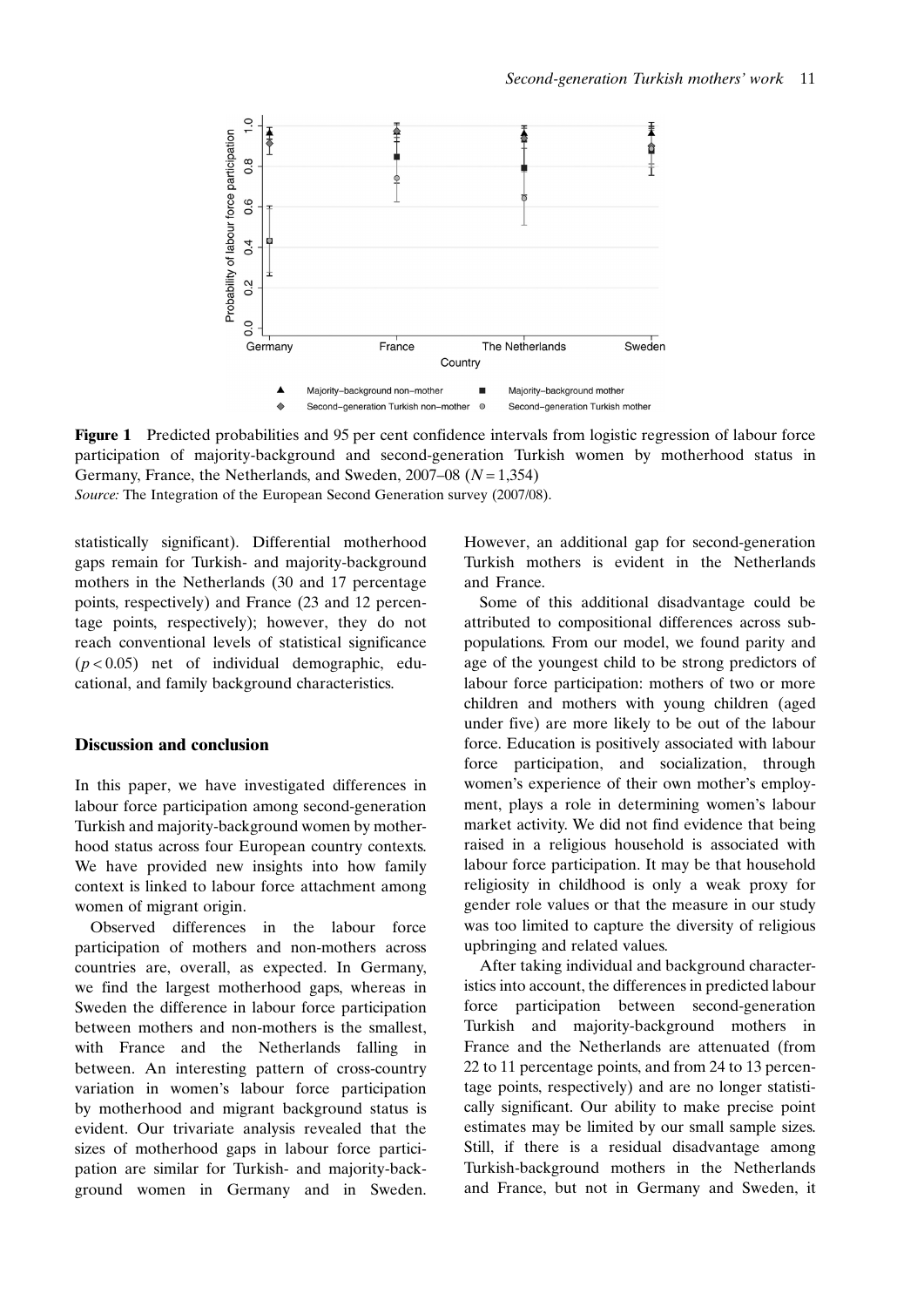**Figure 1** Predicted probabilities and 95 per cent confidence intervals from logistic regression of labour force participation of majority-background and second-generation Turkish women by motherhood status in Germany, France, the Netherlands, and Sweden, 2007–08 ($N = 1,354$)
*Source:* The Integration of the European Second Generation survey (2007/08).

statistically significant). Differential motherhood gaps remain for Turkish- and majority-background mothers in the Netherlands (30 and 17 percentage points, respectively) and France (23 and 12 percentage points, respectively); however, they do not reach conventional levels of statistical significance ($p < 0.05$) net of individual demographic, educational, and family background characteristics.

## Discussion and conclusion

In this paper, we have investigated differences in labour force participation among second-generation Turkish and majority-background women by motherhood status across four European country contexts. We have provided new insights into how family context is linked to labour force attachment among women of migrant origin.

Observed differences in the labour force participation of mothers and non-mothers across countries are, overall, as expected. In Germany, we find the largest motherhood gaps, whereas in Sweden the difference in labour force participation between mothers and non-mothers is the smallest, with France and the Netherlands falling in between. An interesting pattern of cross-country variation in women's labour force participation by motherhood and migrant background status is evident. Our trivariate analysis revealed that the sizes of motherhood gaps in labour force participation are similar for Turkish- and majority-background women in Germany and in Sweden. However, an additional gap for second-generation Turkish mothers is evident in the Netherlands and France.

Some of this additional disadvantage could be attributed to compositional differences across subpopulations. From our model, we found parity and age of the youngest child to be strong predictors of labour force participation: mothers of two or more children and mothers with young children (aged under five) are more likely to be out of the labour force. Education is positively associated with labour force participation, and socialization, through women's experience of their own mother's employment, plays a role in determining women's labour market activity. We did not find evidence that being raised in a religious household is associated with labour force participation. It may be that household religiosity in childhood is only a weak proxy for gender role values or that the measure in our study was too limited to capture the diversity of religious upbringing and related values.

After taking individual and background characteristics into account, the differences in predicted labour force participation between second-generation Turkish and majority-background mothers in France and the Netherlands are attenuated (from 22 to 11 percentage points, and from 24 to 13 percentage points, respectively) and are no longer statistically significant. Our ability to make precise point estimates may be limited by our small sample sizes. Still, if there is a residual disadvantage among Turkish-background mothers in the Netherlands and France, but not in Germany and Sweden, it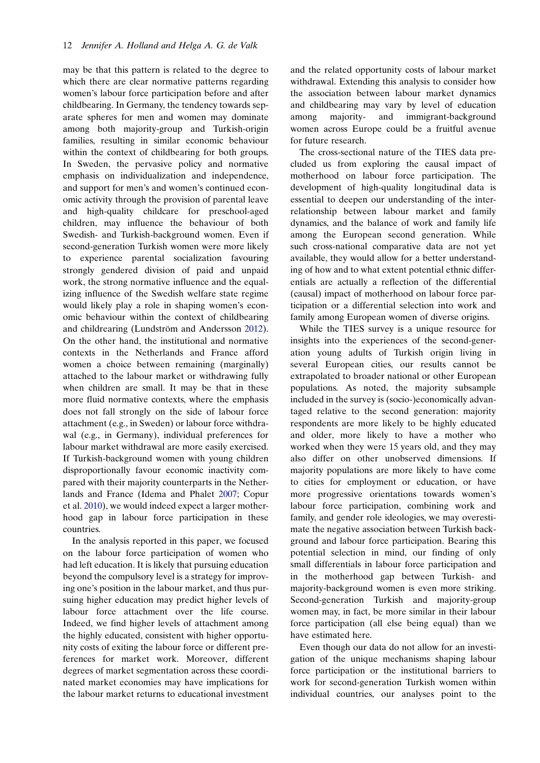may be that this pattern is related to the degree to which there are clear normative patterns regarding women's labour force participation before and after childbearing. In Germany, the tendency towards separate spheres for men and women may dominate among both majority-group and Turkish-origin families, resulting in similar economic behaviour within the context of childbearing for both groups. In Sweden, the pervasive policy and normative emphasis on individualization and independence, and support for men's and women's continued economic activity through the provision of parental leave and high-quality childcare for preschool-aged children, may influence the behaviour of both Swedish- and Turkish-background women. Even if second-generation Turkish women were more likely to experience parental socialization favouring strongly gendered division of paid and unpaid work, the strong normative influence and the equalizing influence of the Swedish welfare state regime would likely play a role in shaping women's economic behaviour within the context of childbearing and childrearing (Lundström and Andersson 2012). On the other hand, the institutional and normative contexts in the Netherlands and France afford women a choice between remaining (marginally) attached to the labour market or withdrawing fully when children are small. It may be that in these more fluid normative contexts, where the emphasis does not fall strongly on the side of labour force attachment (e.g., in Sweden) or labour force withdrawal (e.g., in Germany), individual preferences for labour market withdrawal are more easily exercised. If Turkish-background women with young children disproportionally favour economic inactivity compared with their majority counterparts in the Netherlands and France (Idema and Phalet 2007; Copur et al. 2010), we would indeed expect a larger motherhood gap in labour force participation in these countries.

In the analysis reported in this paper, we focused on the labour force participation of women who had left education. It is likely that pursuing education beyond the compulsory level is a strategy for improving one's position in the labour market, and thus pursuing higher education may predict higher levels of labour force attachment over the life course. Indeed, we find higher levels of attachment among the highly educated, consistent with higher opportunity costs of exiting the labour force or different preferences for market work. Moreover, different degrees of market segmentation across these coordinated market economies may have implications for the labour market returns to educational investment and the related opportunity costs of labour market withdrawal. Extending this analysis to consider how the association between labour market dynamics and childbearing may vary by level of education among majority- and immigrant-background women across Europe could be a fruitful avenue for future research.

The cross-sectional nature of the TIES data precluded us from exploring the causal impact of motherhood on labour force participation. The development of high-quality longitudinal data is essential to deepen our understanding of the interrelationship between labour market and family dynamics, and the balance of work and family life among the European second generation. While such cross-national comparative data are not yet available, they would allow for a better understanding of how and to what extent potential ethnic differentials are actually a reflection of the differential (causal) impact of motherhood on labour force participation or a differential selection into work and family among European women of diverse origins.

While the TIES survey is a unique resource for insights into the experiences of the second-generation young adults of Turkish origin living in several European cities, our results cannot be extrapolated to broader national or other European populations. As noted, the majority subsample included in the survey is (socio-)economically advantaged relative to the second generation: majority respondents are more likely to be highly educated and older, more likely to have a mother who worked when they were 15 years old, and they may also differ on other unobserved dimensions. If majority populations are more likely to have come to cities for employment or education, or have more progressive orientations towards women's labour force participation, combining work and family, and gender role ideologies, we may overestimate the negative association between Turkish background and labour force participation. Bearing this potential selection in mind, our finding of only small differentials in labour force participation and in the motherhood gap between Turkish- and majority-background women is even more striking. Second-generation Turkish and majority-group women may, in fact, be more similar in their labour force participation (all else being equal) than we have estimated here.

Even though our data do not allow for an investigation of the unique mechanisms shaping labour force participation or the institutional barriers to work for second-generation Turkish women within individual countries, our analyses point to the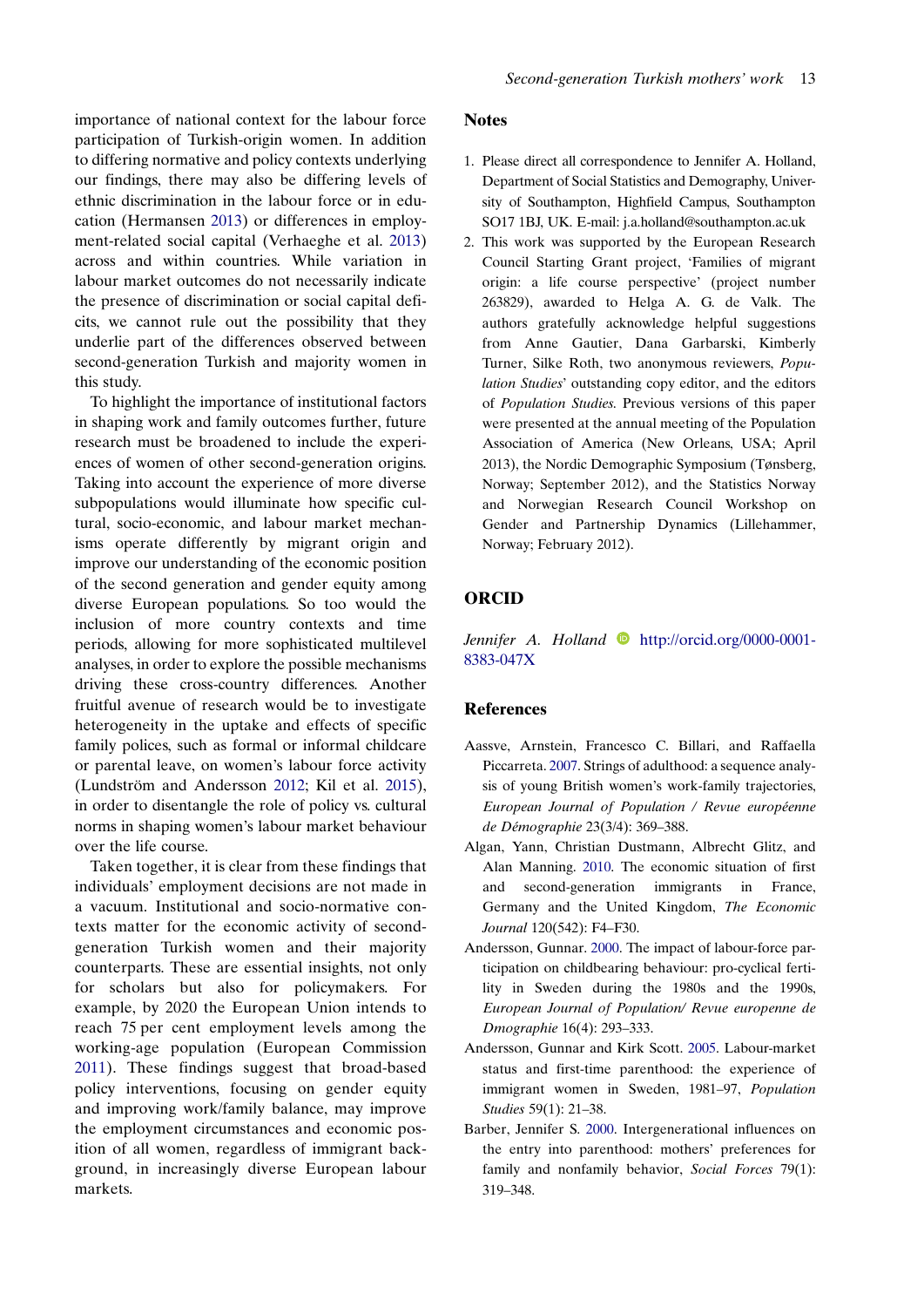importance of national context for the labour force participation of Turkish-origin women. In addition to differing normative and policy contexts underlying our findings, there may also be differing levels of ethnic discrimination in the labour force or in education (Hermansen 2013) or differences in employment-related social capital (Verhaeghe et al. 2013) across and within countries. While variation in labour market outcomes do not necessarily indicate the presence of discrimination or social capital deficits, we cannot rule out the possibility that they underlie part of the differences observed between second-generation Turkish and majority women in this study.

To highlight the importance of institutional factors in shaping work and family outcomes further, future research must be broadened to include the experiences of women of other second-generation origins. Taking into account the experience of more diverse subpopulations would illuminate how specific cultural, socio-economic, and labour market mechanisms operate differently by migrant origin and improve our understanding of the economic position of the second generation and gender equity among diverse European populations. So too would the inclusion of more country contexts and time periods, allowing for more sophisticated multilevel analyses, in order to explore the possible mechanisms driving these cross-country differences. Another fruitful avenue of research would be to investigate heterogeneity in the uptake and effects of specific family polices, such as formal or informal childcare or parental leave, on women's labour force activity (Lundström and Andersson 2012; Kil et al. 2015), in order to disentangle the role of policy vs. cultural norms in shaping women's labour market behaviour over the life course.

Taken together, it is clear from these findings that individuals' employment decisions are not made in a vacuum. Institutional and socio-normative contexts matter for the economic activity of second-generation Turkish women and their majority counterparts. These are essential insights, not only for scholars but also for policymakers. For example, by 2020 the European Union intends to reach 75 per cent employment levels among the working-age population (European Commission 2011). These findings suggest that broad-based policy interventions, focusing on gender equity and improving work/family balance, may improve the employment circumstances and economic position of all women, regardless of immigrant background, in increasingly diverse European labour markets.

## Notes

1. Please direct all correspondence to Jennifer A. Holland, Department of Social Statistics and Demography, University of Southampton, Highfield Campus, Southampton SO17 1BJ, UK. E-mail: j.a.holland@southampton.ac.uk
2. This work was supported by the European Research Council Starting Grant project, 'Families of migrant origin: a life course perspective' (project number 263829), awarded to Helga A. G. de Valk. The authors gratefully acknowledge helpful suggestions from Anne Gautier, Dana Garbarski, Kimberly Turner, Silke Roth, two anonymous reviewers, *Population Studies*' outstanding copy editor, and the editors of *Population Studies*. Previous versions of this paper were presented at the annual meeting of the Population Association of America (New Orleans, USA; April 2013), the Nordic Demographic Symposium (Tønsberg, Norway; September 2012), and the Statistics Norway and Norwegian Research Council Workshop on Gender and Partnership Dynamics (Lillehammer, Norway; February 2012).

## ORCID

*Jennifer A. Holland* http://orcid.org/0000-0001-8383-047X

## References

Aassve, Arnstein, Francesco C. Billari, and Raffaella Piccarreta. 2007. Strings of adulthood: a sequence analysis of young British women's work-family trajectories, *European Journal of Population / Revue européenne de Démographie* 23(3/4): 369–388.

Algan, Yann, Christian Dustmann, Albrecht Glitz, and Alan Manning. 2010. The economic situation of first and second-generation immigrants in France, Germany and the United Kingdom, *The Economic Journal* 120(542): F4–F30.

Andersson, Gunnar. 2000. The impact of labour-force participation on childbearing behaviour: pro-cyclical fertility in Sweden during the 1980s and the 1990s, *European Journal of Population/ Revue europenne de Dmographie* 16(4): 293–333.

Andersson, Gunnar and Kirk Scott. 2005. Labour-market status and first-time parenthood: the experience of immigrant women in Sweden, 1981–97, *Population Studies* 59(1): 21–38.

Barber, Jennifer S. 2000. Intergenerational influences on the entry into parenthood: mothers' preferences for family and nonfamily behavior, *Social Forces* 79(1): 319–348.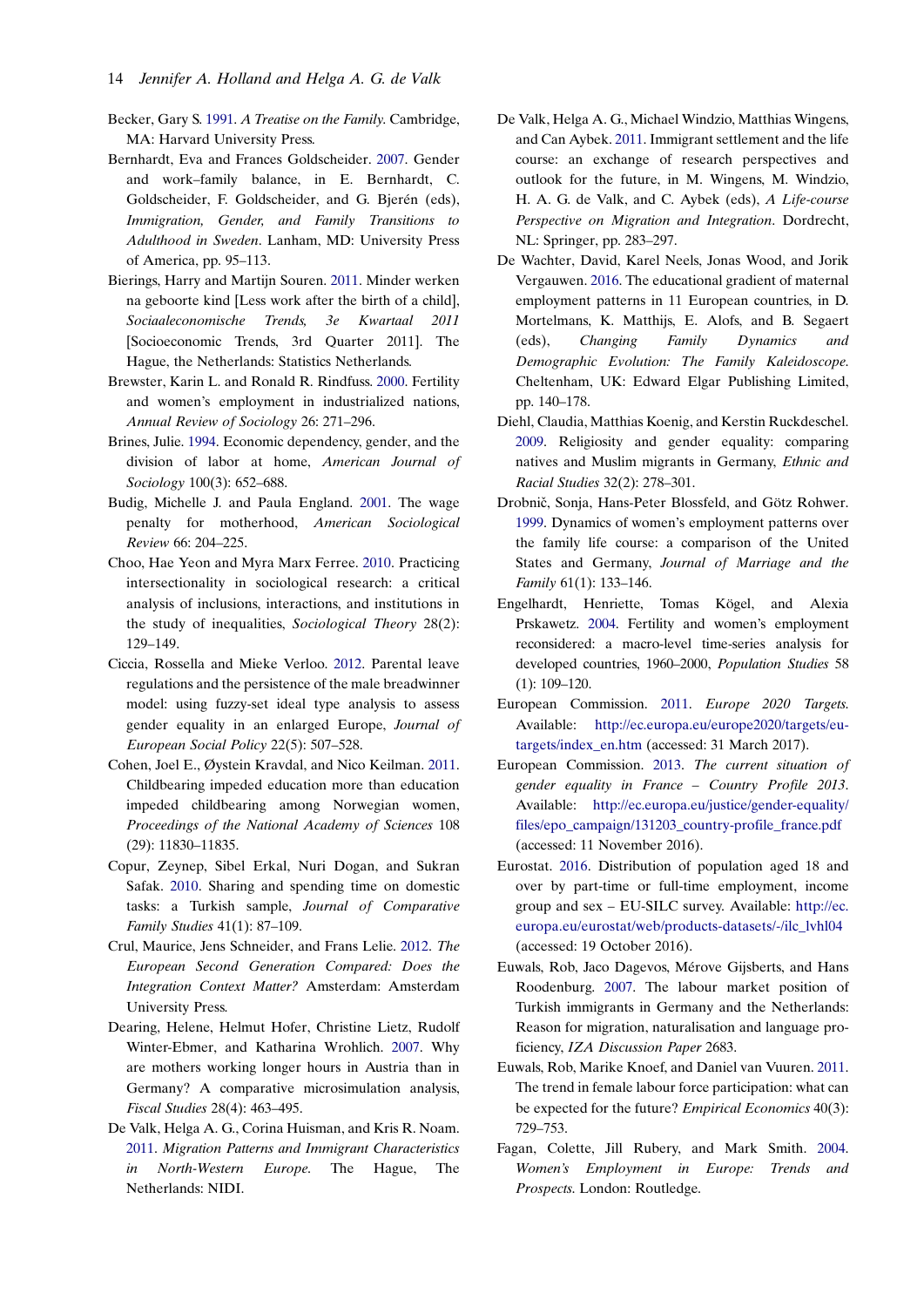Becker, Gary S. 1991. *A Treatise on the Family*. Cambridge, MA: Harvard University Press.

Bernhardt, Eva and Frances Goldscheider. 2007. Gender and work–family balance, in E. Bernhardt, C. Goldscheider, F. Goldscheider, and G. Bjerén (eds), *Immigration, Gender, and Family Transitions to Adulthood in Sweden*. Lanham, MD: University Press of America, pp. 95–113.

Bierings, Harry and Martijn Souren. 2011. Minder werken na geboorte kind [Less work after the birth of a child], *Sociaaleconomische Trends, 3e Kwartaal 2011* [Socioeconomic Trends, 3rd Quarter 2011]. The Hague, the Netherlands: Statistics Netherlands.

Brewster, Karin L. and Ronald R. Rindfuss. 2000. Fertility and women's employment in industrialized nations, *Annual Review of Sociology* 26: 271–296.

Brines, Julie. 1994. Economic dependency, gender, and the division of labor at home, *American Journal of Sociology* 100(3): 652–688.

Budig, Michelle J. and Paula England. 2001. The wage penalty for motherhood, *American Sociological Review* 66: 204–225.

Choo, Hae Yeon and Myra Marx Ferree. 2010. Practicing intersectionality in sociological research: a critical analysis of inclusions, interactions, and institutions in the study of inequalities, *Sociological Theory* 28(2): 129–149.

Ciccia, Rossella and Mieke Verloo. 2012. Parental leave regulations and the persistence of the male breadwinner model: using fuzzy-set ideal type analysis to assess gender equality in an enlarged Europe, *Journal of European Social Policy* 22(5): 507–528.

Cohen, Joel E., Øystein Kravdal, and Nico Keilman. 2011. Childbearing impeded education more than education impeded childbearing among Norwegian women, *Proceedings of the National Academy of Sciences* 108 (29): 11830–11835.

Copur, Zeynep, Sibel Erkal, Nuri Dogan, and Sukran Safak. 2010. Sharing and spending time on domestic tasks: a Turkish sample, *Journal of Comparative Family Studies* 41(1): 87–109.

Crul, Maurice, Jens Schneider, and Frans Lelie. 2012. *The European Second Generation Compared: Does the Integration Context Matter?* Amsterdam: Amsterdam University Press.

Dearing, Helene, Helmut Hofer, Christine Lietz, Rudolf Winter-Ebmer, and Katharina Wrohlich. 2007. Why are mothers working longer hours in Austria than in Germany? A comparative microsimulation analysis, *Fiscal Studies* 28(4): 463–495.

De Valk, Helga A. G., Corina Huisman, and Kris R. Noam. 2011. *Migration Patterns and Immigrant Characteristics in North-Western Europe*. The Hague, The Netherlands: NIDI.

De Valk, Helga A. G., Michael Windzio, Matthias Wingens, and Can Aybek. 2011. Immigrant settlement and the life course: an exchange of research perspectives and outlook for the future, in M. Wingens, M. Windzio, H. A. G. de Valk, and C. Aybek (eds), *A Life-course Perspective on Migration and Integration*. Dordrecht, NL: Springer, pp. 283–297.

De Wachter, David, Karel Neels, Jonas Wood, and Jorik Vergauwen. 2016. The educational gradient of maternal employment patterns in 11 European countries, in D. Mortelmans, K. Matthijs, E. Alofs, and B. Segaert (eds), *Changing Family Dynamics and Demographic Evolution: The Family Kaleidoscope*. Cheltenham, UK: Edward Elgar Publishing Limited, pp. 140–178.

Diehl, Claudia, Matthias Koenig, and Kerstin Ruckdeschel. 2009. Religiosity and gender equality: comparing natives and Muslim migrants in Germany, *Ethnic and Racial Studies* 32(2): 278–301.

Drobnič, Sonja, Hans-Peter Blossfeld, and Götz Rohwer. 1999. Dynamics of women's employment patterns over the family life course: a comparison of the United States and Germany, *Journal of Marriage and the Family* 61(1): 133–146.

Engelhardt, Henriette, Tomas Kögel, and Alexia Prskawetz. 2004. Fertility and women's employment reconsidered: a macro-level time-series analysis for developed countries, 1960–2000, *Population Studies* 58 (1): 109–120.

European Commission. 2011. *Europe 2020 Targets*. Available: http://ec.europa.eu/europe2020/targets/eu-targets/index_en.htm (accessed: 31 March 2017).

European Commission. 2013. *The current situation of gender equality in France – Country Profile 2013*. Available: http://ec.europa.eu/justice/gender-equality/files/epo_campaign/131203_country-profile_france.pdf (accessed: 11 November 2016).

Eurostat. 2016. Distribution of population aged 18 and over by part-time or full-time employment, income group and sex – EU-SILC survey. Available: http://ec.europa.eu/eurostat/web/products-datasets/-/ilc_lvhl04 (accessed: 19 October 2016).

Euwals, Rob, Jaco Dagevos, Mérove Gijsberts, and Hans Roodenburg. 2007. The labour market position of Turkish immigrants in Germany and the Netherlands: Reason for migration, naturalisation and language proficiency, *IZA Discussion Paper* 2683.

Euwals, Rob, Marike Knoef, and Daniel van Vuuren. 2011. The trend in female labour force participation: what can be expected for the future? *Empirical Economics* 40(3): 729–753.

Fagan, Colette, Jill Rubery, and Mark Smith. 2004. *Women's Employment in Europe: Trends and Prospects*. London: Routledge.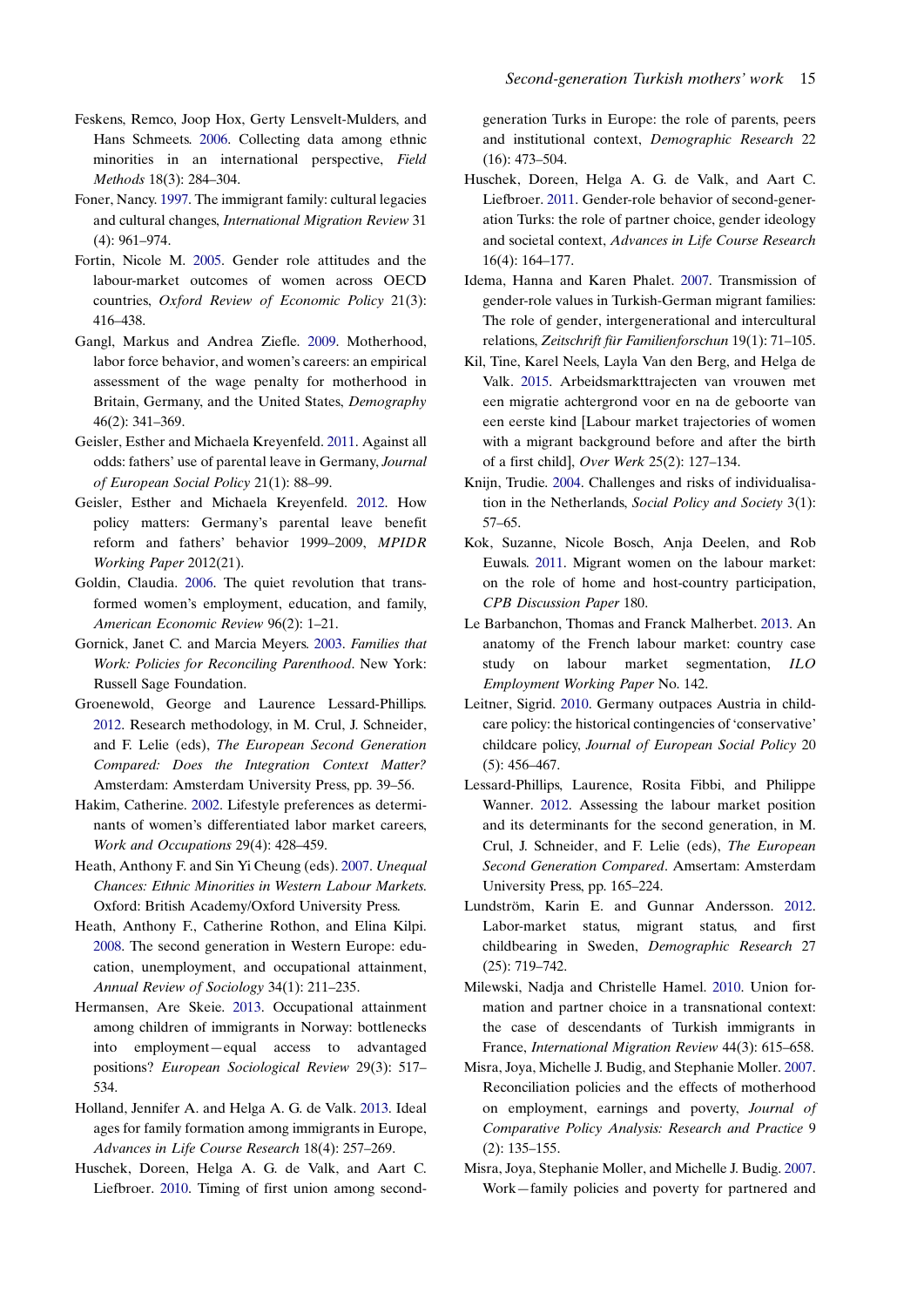Feskens, Remco, Joop Hox, Gerty Lensvelt-Mulders, and Hans Schmeets. 2006. Collecting data among ethnic minorities in an international perspective, *Field Methods* 18(3): 284–304.

Foner, Nancy. 1997. The immigrant family: cultural legacies and cultural changes, *International Migration Review* 31 (4): 961–974.

Fortin, Nicole M. 2005. Gender role attitudes and the labour-market outcomes of women across OECD countries, *Oxford Review of Economic Policy* 21(3): 416–438.

Gangl, Markus and Andrea Ziefle. 2009. Motherhood, labor force behavior, and women's careers: an empirical assessment of the wage penalty for motherhood in Britain, Germany, and the United States, *Demography* 46(2): 341–369.

Geisler, Esther and Michaela Kreyenfeld. 2011. Against all odds: fathers' use of parental leave in Germany, *Journal of European Social Policy* 21(1): 88–99.

Geisler, Esther and Michaela Kreyenfeld. 2012. How policy matters: Germany's parental leave benefit reform and fathers' behavior 1999–2009, *MPIDR Working Paper* 2012(21).

Goldin, Claudia. 2006. The quiet revolution that transformed women's employment, education, and family, *American Economic Review* 96(2): 1–21.

Gornick, Janet C. and Marcia Meyers. 2003. *Families that Work: Policies for Reconciling Parenthood*. New York: Russell Sage Foundation.

Groenewold, George and Laurence Lessard-Phillips. 2012. Research methodology, in M. Crul, J. Schneider, and F. Lelie (eds), *The European Second Generation Compared: Does the Integration Context Matter?* Amsterdam: Amsterdam University Press, pp. 39–56.

Hakim, Catherine. 2002. Lifestyle preferences as determinants of women's differentiated labor market careers, *Work and Occupations* 29(4): 428–459.

Heath, Anthony F. and Sin Yi Cheung (eds). 2007. *Unequal Chances: Ethnic Minorities in Western Labour Markets*. Oxford: British Academy/Oxford University Press.

Heath, Anthony F., Catherine Rothon, and Elina Kilpi. 2008. The second generation in Western Europe: education, unemployment, and occupational attainment, *Annual Review of Sociology* 34(1): 211–235.

Hermansen, Are Skeie. 2013. Occupational attainment among children of immigrants in Norway: bottlenecks into employment—equal access to advantaged positions? *European Sociological Review* 29(3): 517–534.

Holland, Jennifer A. and Helga A. G. de Valk. 2013. Ideal ages for family formation among immigrants in Europe, *Advances in Life Course Research* 18(4): 257–269.

Huschek, Doreen, Helga A. G. de Valk, and Aart C. Liefbroer. 2010. Timing of first union among second-generation Turks in Europe: the role of parents, peers and institutional context, *Demographic Research* 22 (16): 473–504.

Huschek, Doreen, Helga A. G. de Valk, and Aart C. Liefbroer. 2011. Gender-role behavior of second-generation Turks: the role of partner choice, gender ideology and societal context, *Advances in Life Course Research* 16(4): 164–177.

Idema, Hanna and Karen Phalet. 2007. Transmission of gender-role values in Turkish-German migrant families: The role of gender, intergenerational and intercultural relations, *Zeitschrift für Familienforschun* 19(1): 71–105.

Kil, Tine, Karel Neels, Layla Van den Berg, and Helga de Valk. 2015. Arbeidsmarkttrajecten van vrouwen met een migratie achtergrond voor en na de geboorte van een eerste kind [Labour market trajectories of women with a migrant background before and after the birth of a first child], *Over Werk* 25(2): 127–134.

Knijn, Trudie. 2004. Challenges and risks of individualisation in the Netherlands, *Social Policy and Society* 3(1): 57–65.

Kok, Suzanne, Nicole Bosch, Anja Deelen, and Rob Euwals. 2011. Migrant women on the labour market: on the role of home and host-country participation, *CPB Discussion Paper* 180.

Le Barbanchon, Thomas and Franck Malherbet. 2013. An anatomy of the French labour market: country case study on labour market segmentation, *ILO Employment Working Paper* No. 142.

Leitner, Sigrid. 2010. Germany outpaces Austria in childcare policy: the historical contingencies of 'conservative' childcare policy, *Journal of European Social Policy* 20 (5): 456–467.

Lessard-Phillips, Laurence, Rosita Fibbi, and Philippe Wanner. 2012. Assessing the labour market position and its determinants for the second generation, in M. Crul, J. Schneider, and F. Lelie (eds), *The European Second Generation Compared*. Amsertam: Amsterdam University Press, pp. 165–224.

Lundström, Karin E. and Gunnar Andersson. 2012. Labor-market status, migrant status, and first childbearing in Sweden, *Demographic Research* 27 (25): 719–742.

Milewski, Nadja and Christelle Hamel. 2010. Union formation and partner choice in a transnational context: the case of descendants of Turkish immigrants in France, *International Migration Review* 44(3): 615–658.

Misra, Joya, Michelle J. Budig, and Stephanie Moller. 2007. Reconciliation policies and the effects of motherhood on employment, earnings and poverty, *Journal of Comparative Policy Analysis: Research and Practice* 9 (2): 135–155.

Misra, Joya, Stephanie Moller, and Michelle J. Budig. 2007. Work—family policies and poverty for partnered and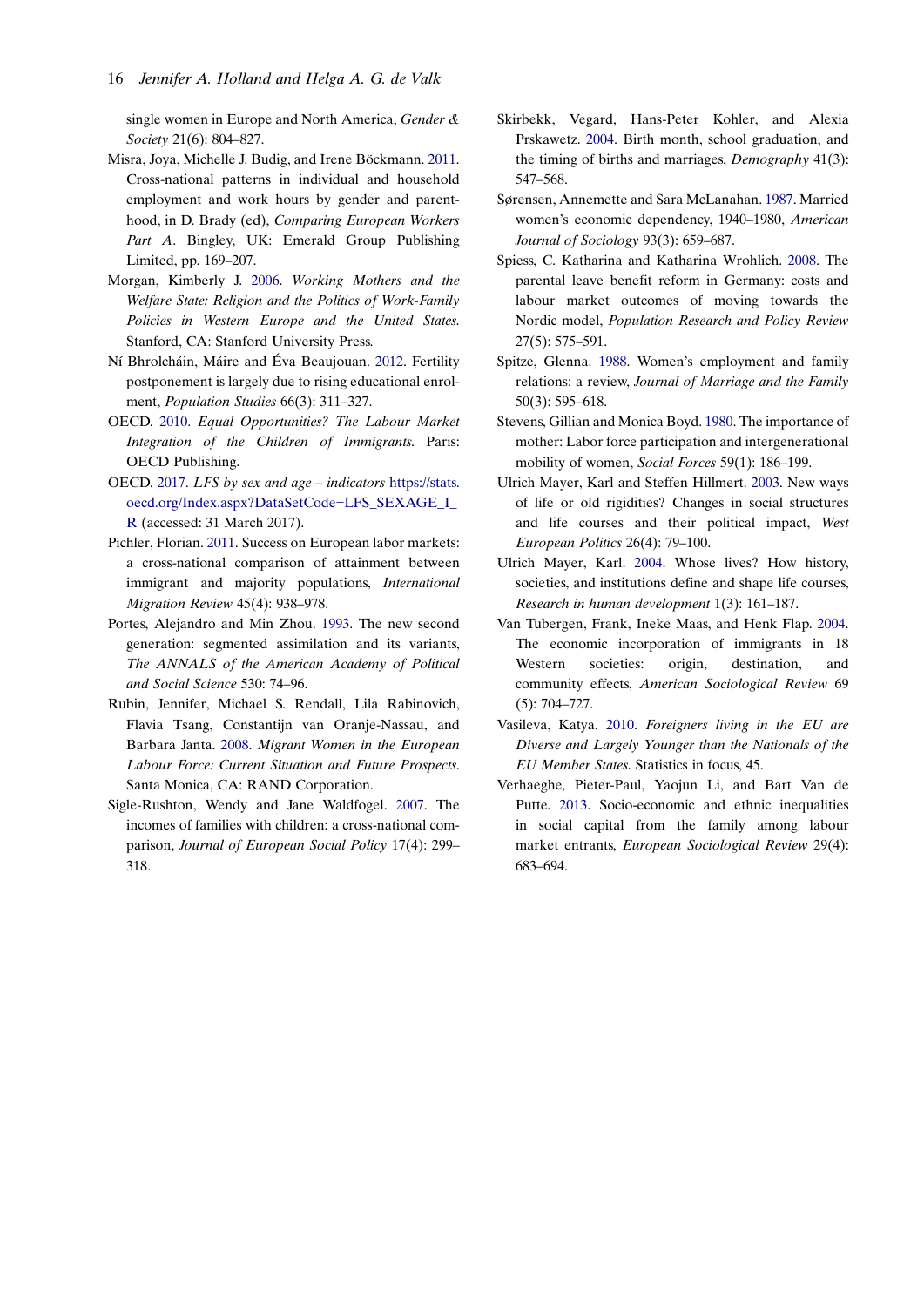single women in Europe and North America, *Gender & Society* 21(6): 804–827.

Misra, Joya, Michelle J. Budig, and Irene Böckmann. 2011. Cross-national patterns in individual and household employment and work hours by gender and parenthood, in D. Brady (ed), *Comparing European Workers Part A*. Bingley, UK: Emerald Group Publishing Limited, pp. 169–207.

Morgan, Kimberly J. 2006. *Working Mothers and the Welfare State: Religion and the Politics of Work-Family Policies in Western Europe and the United States.* Stanford, CA: Stanford University Press.

Ní Bhrolcháin, Máire and Éva Beaujouan. 2012. Fertility postponement is largely due to rising educational enrolment, *Population Studies* 66(3): 311–327.

OECD. 2010. *Equal Opportunities? The Labour Market Integration of the Children of Immigrants.* Paris: OECD Publishing.

OECD. 2017. *LFS by sex and age – indicators* https://stats.oecd.org/Index.aspx?DataSetCode=LFS_SEXAGE_I_R (accessed: 31 March 2017).

Pichler, Florian. 2011. Success on European labor markets: a cross-national comparison of attainment between immigrant and majority populations, *International Migration Review* 45(4): 938–978.

Portes, Alejandro and Min Zhou. 1993. The new second generation: segmented assimilation and its variants, *The ANNALS of the American Academy of Political and Social Science* 530: 74–96.

Rubin, Jennifer, Michael S. Rendall, Lila Rabinovich, Flavia Tsang, Constantijn van Oranje-Nassau, and Barbara Janta. 2008. *Migrant Women in the European Labour Force: Current Situation and Future Prospects.* Santa Monica, CA: RAND Corporation.

Sigle-Rushton, Wendy and Jane Waldfogel. 2007. The incomes of families with children: a cross-national comparison, *Journal of European Social Policy* 17(4): 299–318.

Skirbekk, Vegard, Hans-Peter Kohler, and Alexia Prskawetz. 2004. Birth month, school graduation, and the timing of births and marriages, *Demography* 41(3): 547–568.

Sørensen, Annemette and Sara McLanahan. 1987. Married women's economic dependency, 1940–1980, *American Journal of Sociology* 93(3): 659–687.

Spiess, C. Katharina and Katharina Wrohlich. 2008. The parental leave benefit reform in Germany: costs and labour market outcomes of moving towards the Nordic model, *Population Research and Policy Review* 27(5): 575–591.

Spitze, Glenna. 1988. Women's employment and family relations: a review, *Journal of Marriage and the Family* 50(3): 595–618.

Stevens, Gillian and Monica Boyd. 1980. The importance of mother: Labor force participation and intergenerational mobility of women, *Social Forces* 59(1): 186–199.

Ulrich Mayer, Karl and Steffen Hillmert. 2003. New ways of life or old rigidities? Changes in social structures and life courses and their political impact, *West European Politics* 26(4): 79–100.

Ulrich Mayer, Karl. 2004. Whose lives? How history, societies, and institutions define and shape life courses, *Research in human development* 1(3): 161–187.

Van Tubergen, Frank, Ineke Maas, and Henk Flap. 2004. The economic incorporation of immigrants in 18 Western societies: origin, destination, and community effects, *American Sociological Review* 69 (5): 704–727.

Vasileva, Katya. 2010. *Foreigners living in the EU are Diverse and Largely Younger than the Nationals of the EU Member States.* Statistics in focus, 45.

Verhaeghe, Pieter-Paul, Yaojun Li, and Bart Van de Putte. 2013. Socio-economic and ethnic inequalities in social capital from the family among labour market entrants, *European Sociological Review* 29(4): 683–694.